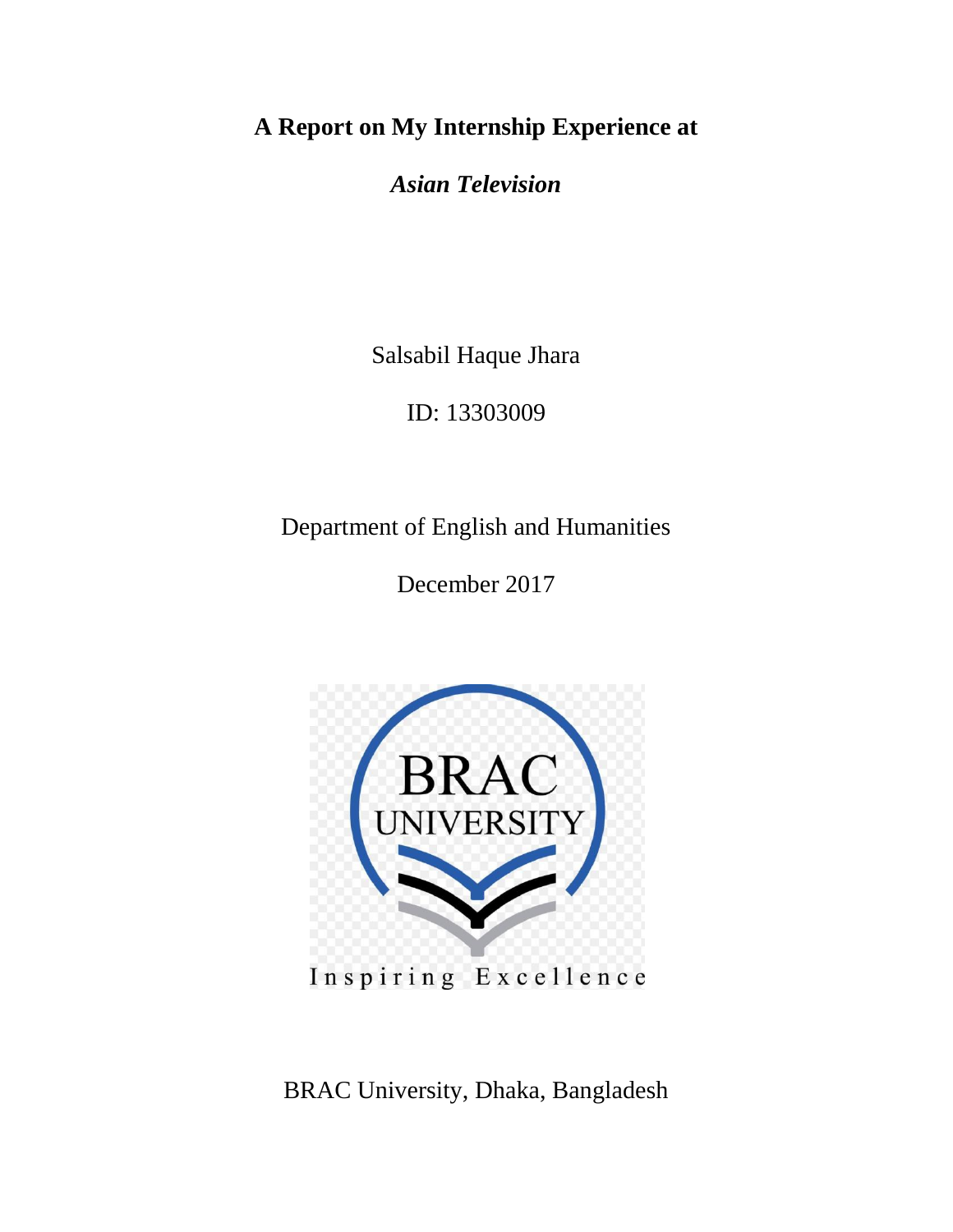# A Report on My Internship Experience at

## *Asian Television*

Salsabil Haque Jhara

ID: 13303009

Department of English and Humanities

December 2017

BRAC University, Dhaka, Bangladesh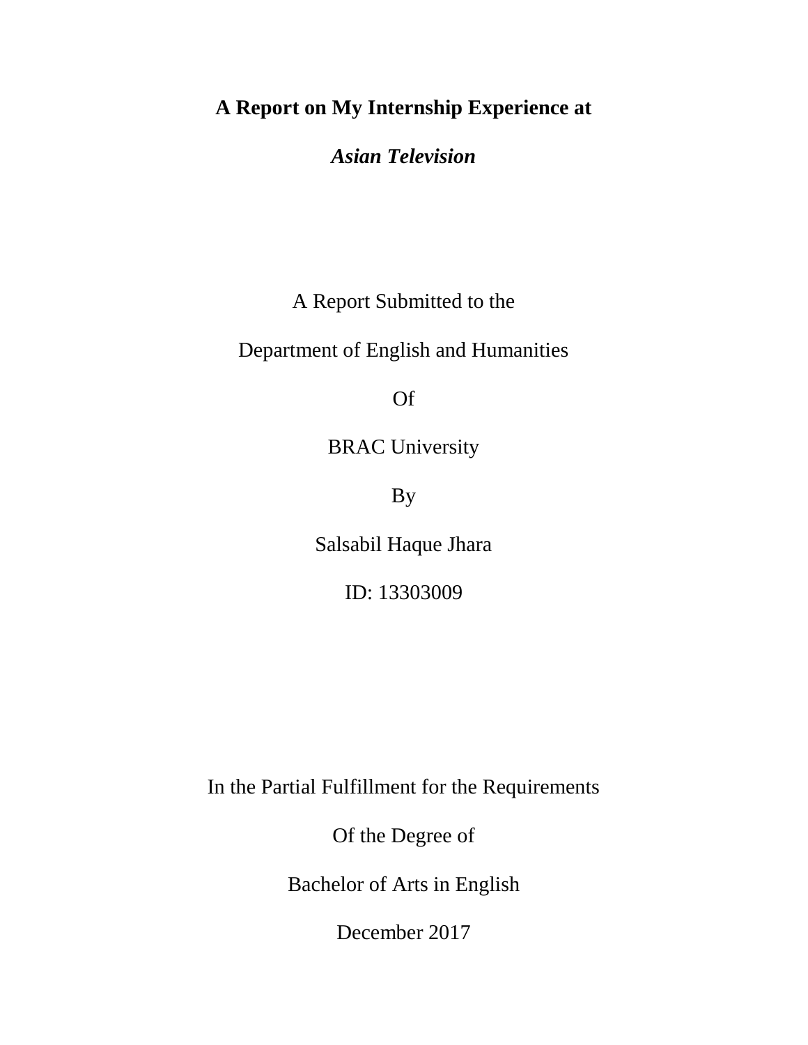**A Report on My Internship Experience at**

***Asian Television***

A Report Submitted to the

Department of English and Humanities

Of

BRAC University

By

Salsabil Haque Jhara

ID: 13303009

In the Partial Fulfillment for the Requirements

Of the Degree of

Bachelor of Arts in English

December 2017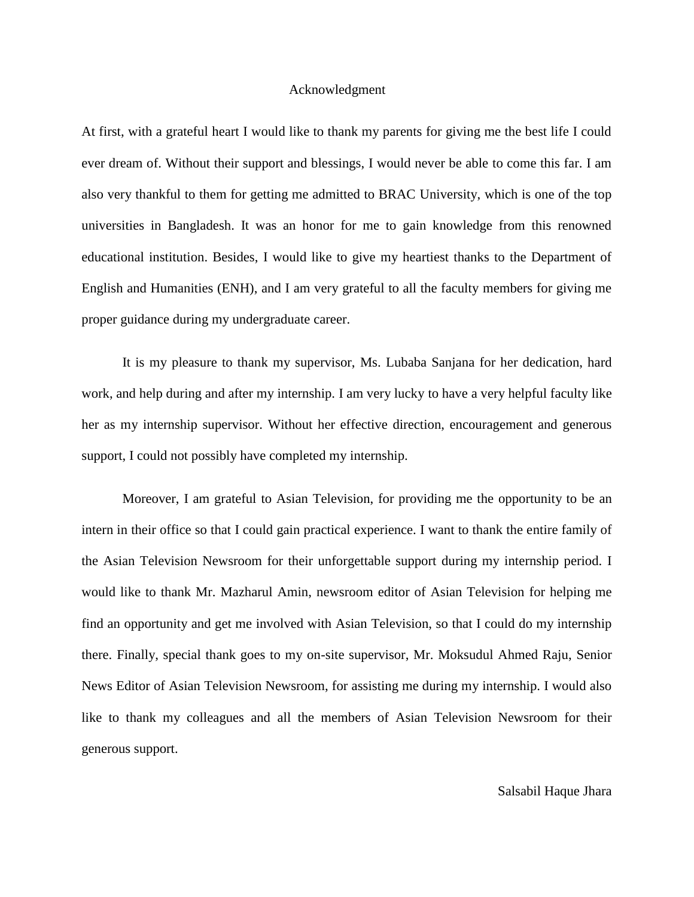# Acknowledgment

At first, with a grateful heart I would like to thank my parents for giving me the best life I could ever dream of. Without their support and blessings, I would never be able to come this far. I am also very thankful to them for getting me admitted to BRAC University, which is one of the top universities in Bangladesh. It was an honor for me to gain knowledge from this renowned educational institution. Besides, I would like to give my heartiest thanks to the Department of English and Humanities (ENH), and I am very grateful to all the faculty members for giving me proper guidance during my undergraduate career.

It is my pleasure to thank my supervisor, Ms. Lubaba Sanjana for her dedication, hard work, and help during and after my internship. I am very lucky to have a very helpful faculty like her as my internship supervisor. Without her effective direction, encouragement and generous support, I could not possibly have completed my internship.

Moreover, I am grateful to Asian Television, for providing me the opportunity to be an intern in their office so that I could gain practical experience. I want to thank the entire family of the Asian Television Newsroom for their unforgettable support during my internship period. I would like to thank Mr. Mazharul Amin, newsroom editor of Asian Television for helping me find an opportunity and get me involved with Asian Television, so that I could do my internship there. Finally, special thank goes to my on-site supervisor, Mr. Moksudul Ahmed Raju, Senior News Editor of Asian Television Newsroom, for assisting me during my internship. I would also like to thank my colleagues and all the members of Asian Television Newsroom for their generous support.

Salsabil Haque Jhara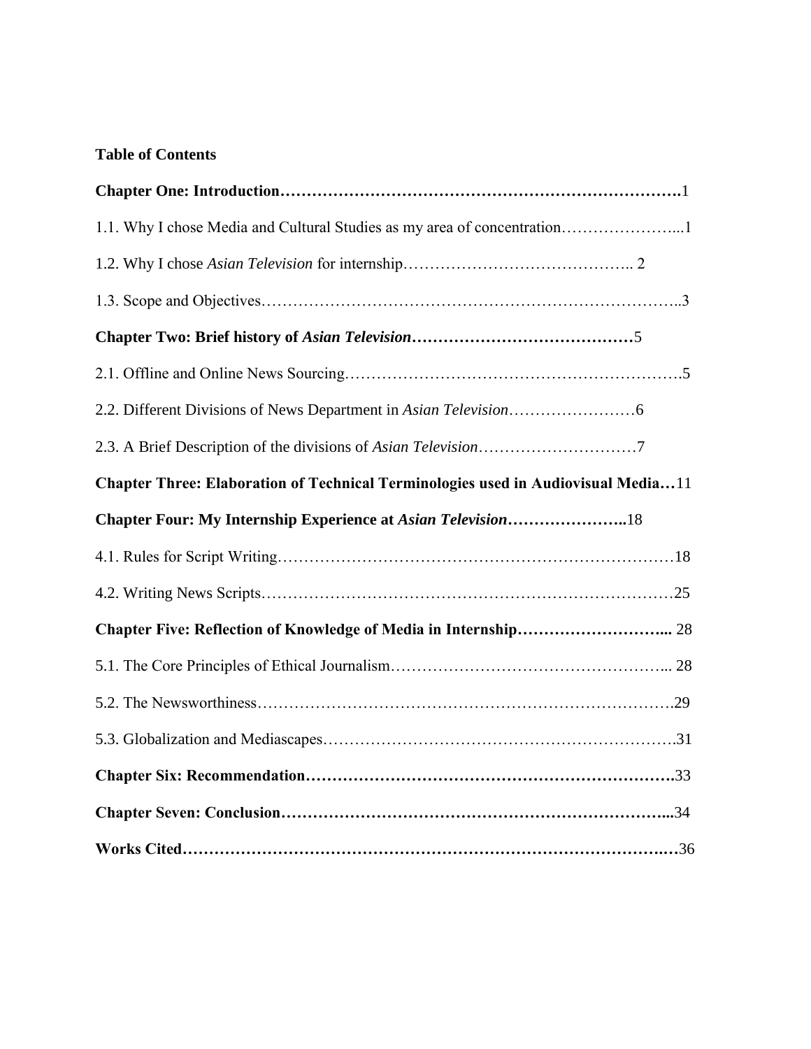**Table of Contents**

**Chapter One: Introduction……………………………………………………………….**1

1.1. Why I chose Media and Cultural Studies as my area of concentration…………………...1

1.2. Why I chose *Asian Television* for internship…………………………………….. 2

1.3. Scope and Objectives…………………………………………………………………..3

**Chapter Two: Brief history of *Asian Television*……………………………………**5

2.1. Offline and Online News Sourcing……………………………………………………….5

2.2. Different Divisions of News Department in *Asian Television*……………………6

2.3. A Brief Description of the divisions of *Asian Television*…………………………7

**Chapter Three: Elaboration of Technical Terminologies used in Audiovisual Media…**11

**Chapter Four: My Internship Experience at *Asian Television*…………………..**18

4.1. Rules for Script Writing………………………………………………………………18

4.2. Writing News Scripts…………………………………………………………………25

**Chapter Five: Reflection of Knowledge of Media in Internship………………………...** 28

5.1. The Core Principles of Ethical Journalism…………………………………………... 28

5.2. The Newsworthiness………………………………………………………………….29

5.3. Globalization and Mediascapes……………………………………………………….31

**Chapter Six: Recommendation…………………………………………………………….**33

**Chapter Seven: Conclusion………………………………………………………………...**34

**Works Cited………………………………………………………………………………….**36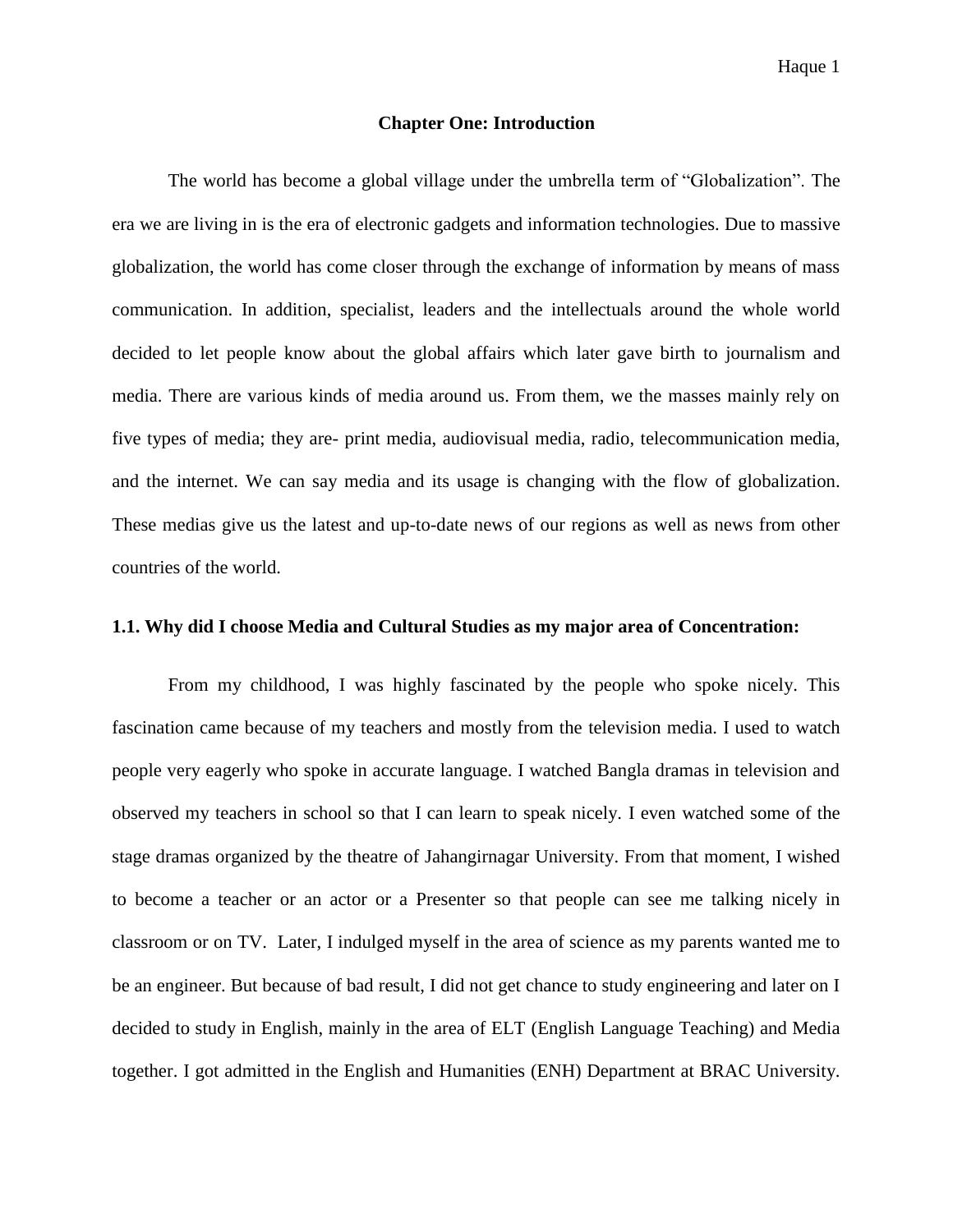# Chapter One: Introduction

The world has become a global village under the umbrella term of "Globalization". The era we are living in is the era of electronic gadgets and information technologies. Due to massive globalization, the world has come closer through the exchange of information by means of mass communication. In addition, specialist, leaders and the intellectuals around the whole world decided to let people know about the global affairs which later gave birth to journalism and media. There are various kinds of media around us. From them, we the masses mainly rely on five types of media; they are- print media, audiovisual media, radio, telecommunication media, and the internet. We can say media and its usage is changing with the flow of globalization. These medias give us the latest and up-to-date news of our regions as well as news from other countries of the world.

## 1.1. Why did I choose Media and Cultural Studies as my major area of Concentration:

From my childhood, I was highly fascinated by the people who spoke nicely. This fascination came because of my teachers and mostly from the television media. I used to watch people very eagerly who spoke in accurate language. I watched Bangla dramas in television and observed my teachers in school so that I can learn to speak nicely. I even watched some of the stage dramas organized by the theatre of Jahangirnagar University. From that moment, I wished to become a teacher or an actor or a Presenter so that people can see me talking nicely in classroom or on TV. Later, I indulged myself in the area of science as my parents wanted me to be an engineer. But because of bad result, I did not get chance to study engineering and later on I decided to study in English, mainly in the area of ELT (English Language Teaching) and Media together. I got admitted in the English and Humanities (ENH) Department at BRAC University.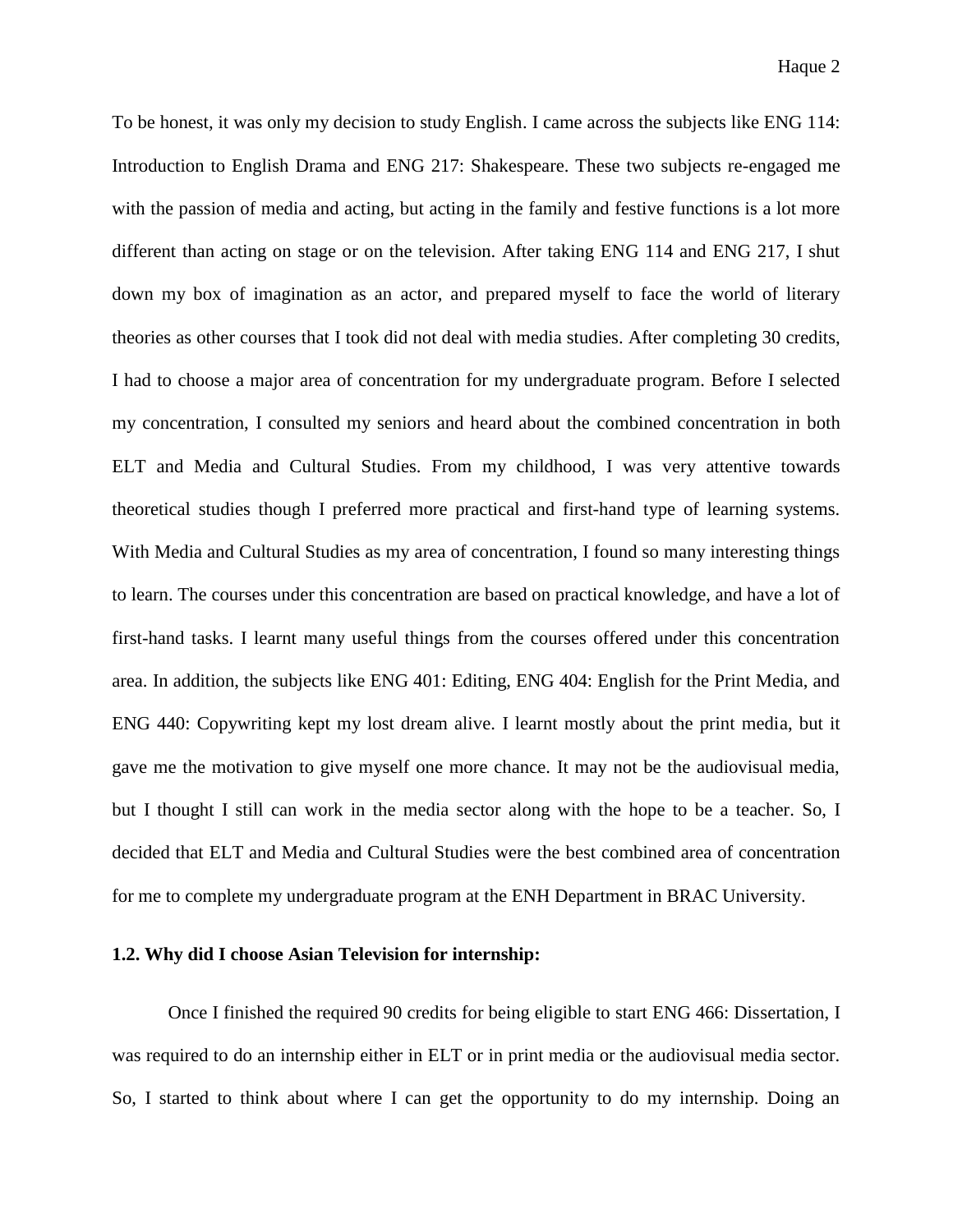To be honest, it was only my decision to study English. I came across the subjects like ENG 114: Introduction to English Drama and ENG 217: Shakespeare. These two subjects re-engaged me with the passion of media and acting, but acting in the family and festive functions is a lot more different than acting on stage or on the television. After taking ENG 114 and ENG 217, I shut down my box of imagination as an actor, and prepared myself to face the world of literary theories as other courses that I took did not deal with media studies. After completing 30 credits, I had to choose a major area of concentration for my undergraduate program. Before I selected my concentration, I consulted my seniors and heard about the combined concentration in both ELT and Media and Cultural Studies. From my childhood, I was very attentive towards theoretical studies though I preferred more practical and first-hand type of learning systems. With Media and Cultural Studies as my area of concentration, I found so many interesting things to learn. The courses under this concentration are based on practical knowledge, and have a lot of first-hand tasks. I learnt many useful things from the courses offered under this concentration area. In addition, the subjects like ENG 401: Editing, ENG 404: English for the Print Media, and ENG 440: Copywriting kept my lost dream alive. I learnt mostly about the print media, but it gave me the motivation to give myself one more chance. It may not be the audiovisual media, but I thought I still can work in the media sector along with the hope to be a teacher. So, I decided that ELT and Media and Cultural Studies were the best combined area of concentration for me to complete my undergraduate program at the ENH Department in BRAC University.

### 1.2. Why did I choose Asian Television for internship:

Once I finished the required 90 credits for being eligible to start ENG 466: Dissertation, I was required to do an internship either in ELT or in print media or the audiovisual media sector. So, I started to think about where I can get the opportunity to do my internship. Doing an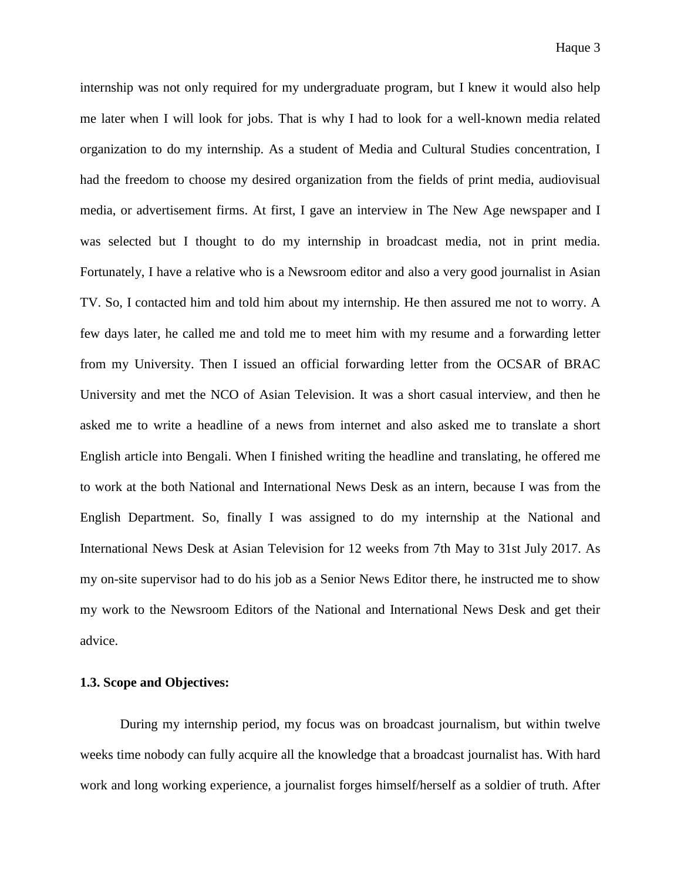internship was not only required for my undergraduate program, but I knew it would also help me later when I will look for jobs. That is why I had to look for a well-known media related organization to do my internship. As a student of Media and Cultural Studies concentration, I had the freedom to choose my desired organization from the fields of print media, audiovisual media, or advertisement firms. At first, I gave an interview in The New Age newspaper and I was selected but I thought to do my internship in broadcast media, not in print media. Fortunately, I have a relative who is a Newsroom editor and also a very good journalist in Asian TV. So, I contacted him and told him about my internship. He then assured me not to worry. A few days later, he called me and told me to meet him with my resume and a forwarding letter from my University. Then I issued an official forwarding letter from the OCSAR of BRAC University and met the NCO of Asian Television. It was a short casual interview, and then he asked me to write a headline of a news from internet and also asked me to translate a short English article into Bengali. When I finished writing the headline and translating, he offered me to work at the both National and International News Desk as an intern, because I was from the English Department. So, finally I was assigned to do my internship at the National and International News Desk at Asian Television for 12 weeks from 7th May to 31st July 2017. As my on-site supervisor had to do his job as a Senior News Editor there, he instructed me to show my work to the Newsroom Editors of the National and International News Desk and get their advice.

### 1.3. Scope and Objectives:

During my internship period, my focus was on broadcast journalism, but within twelve weeks time nobody can fully acquire all the knowledge that a broadcast journalist has. With hard work and long working experience, a journalist forges himself/herself as a soldier of truth. After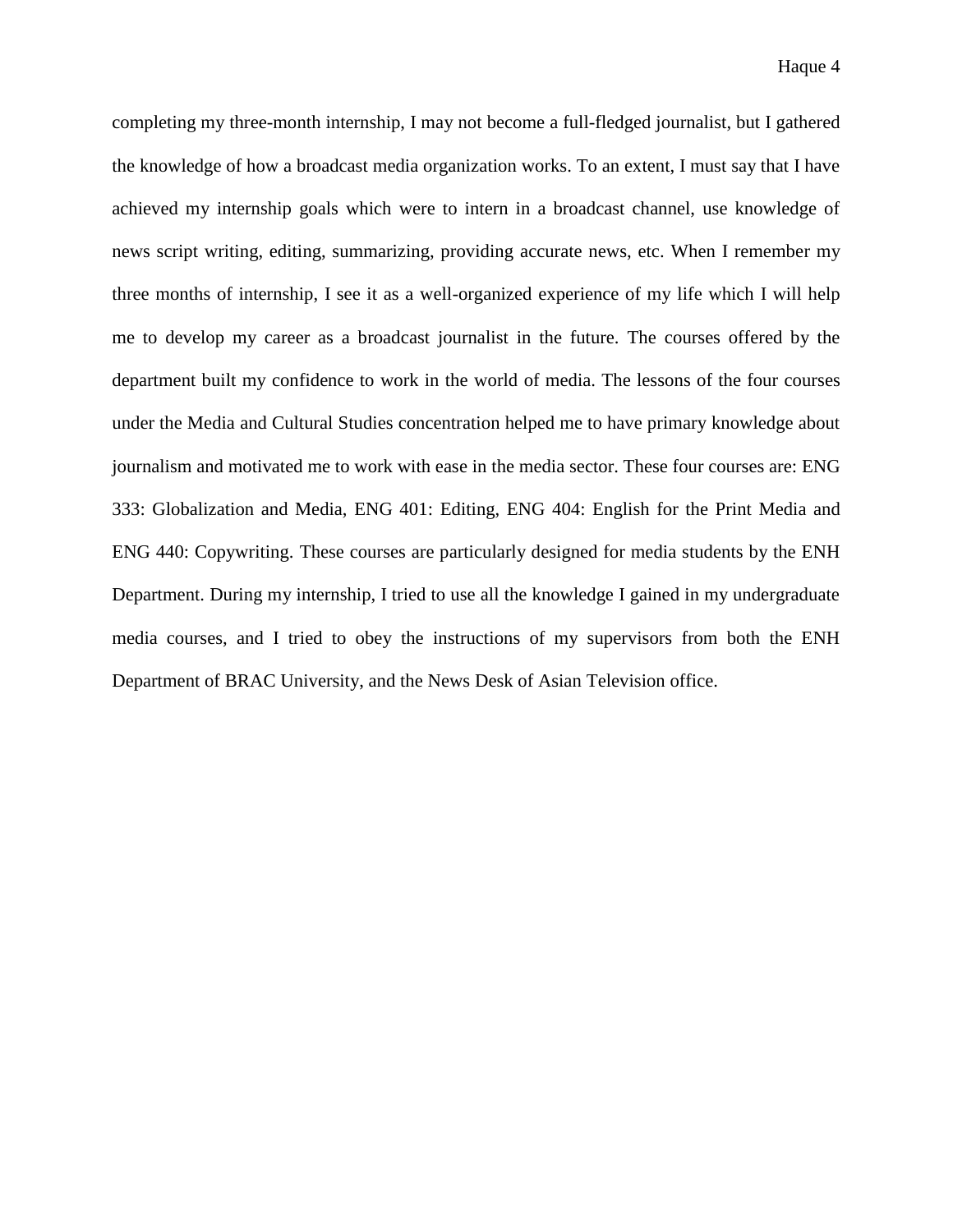completing my three-month internship, I may not become a full-fledged journalist, but I gathered the knowledge of how a broadcast media organization works. To an extent, I must say that I have achieved my internship goals which were to intern in a broadcast channel, use knowledge of news script writing, editing, summarizing, providing accurate news, etc. When I remember my three months of internship, I see it as a well-organized experience of my life which I will help me to develop my career as a broadcast journalist in the future. The courses offered by the department built my confidence to work in the world of media. The lessons of the four courses under the Media and Cultural Studies concentration helped me to have primary knowledge about journalism and motivated me to work with ease in the media sector. These four courses are: ENG 333: Globalization and Media, ENG 401: Editing, ENG 404: English for the Print Media and ENG 440: Copywriting. These courses are particularly designed for media students by the ENH Department. During my internship, I tried to use all the knowledge I gained in my undergraduate media courses, and I tried to obey the instructions of my supervisors from both the ENH Department of BRAC University, and the News Desk of Asian Television office.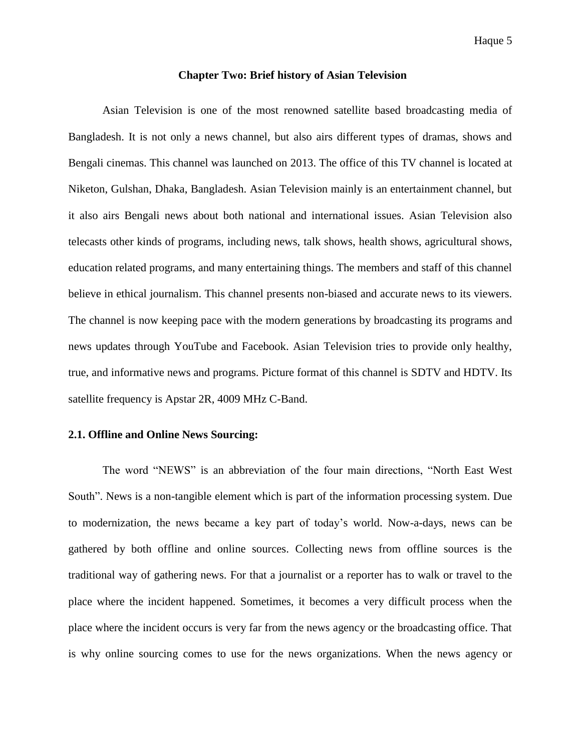## Chapter Two: Brief history of Asian Television

Asian Television is one of the most renowned satellite based broadcasting media of Bangladesh. It is not only a news channel, but also airs different types of dramas, shows and Bengali cinemas. This channel was launched on 2013. The office of this TV channel is located at Niketon, Gulshan, Dhaka, Bangladesh. Asian Television mainly is an entertainment channel, but it also airs Bengali news about both national and international issues. Asian Television also telecasts other kinds of programs, including news, talk shows, health shows, agricultural shows, education related programs, and many entertaining things. The members and staff of this channel believe in ethical journalism. This channel presents non-biased and accurate news to its viewers. The channel is now keeping pace with the modern generations by broadcasting its programs and news updates through YouTube and Facebook. Asian Television tries to provide only healthy, true, and informative news and programs. Picture format of this channel is SDTV and HDTV. Its satellite frequency is Apstar 2R, 4009 MHz C-Band.

### 2.1. Offline and Online News Sourcing:

The word "NEWS" is an abbreviation of the four main directions, "North East West South". News is a non-tangible element which is part of the information processing system. Due to modernization, the news became a key part of today's world. Now-a-days, news can be gathered by both offline and online sources. Collecting news from offline sources is the traditional way of gathering news. For that a journalist or a reporter has to walk or travel to the place where the incident happened. Sometimes, it becomes a very difficult process when the place where the incident occurs is very far from the news agency or the broadcasting office. That is why online sourcing comes to use for the news organizations. When the news agency or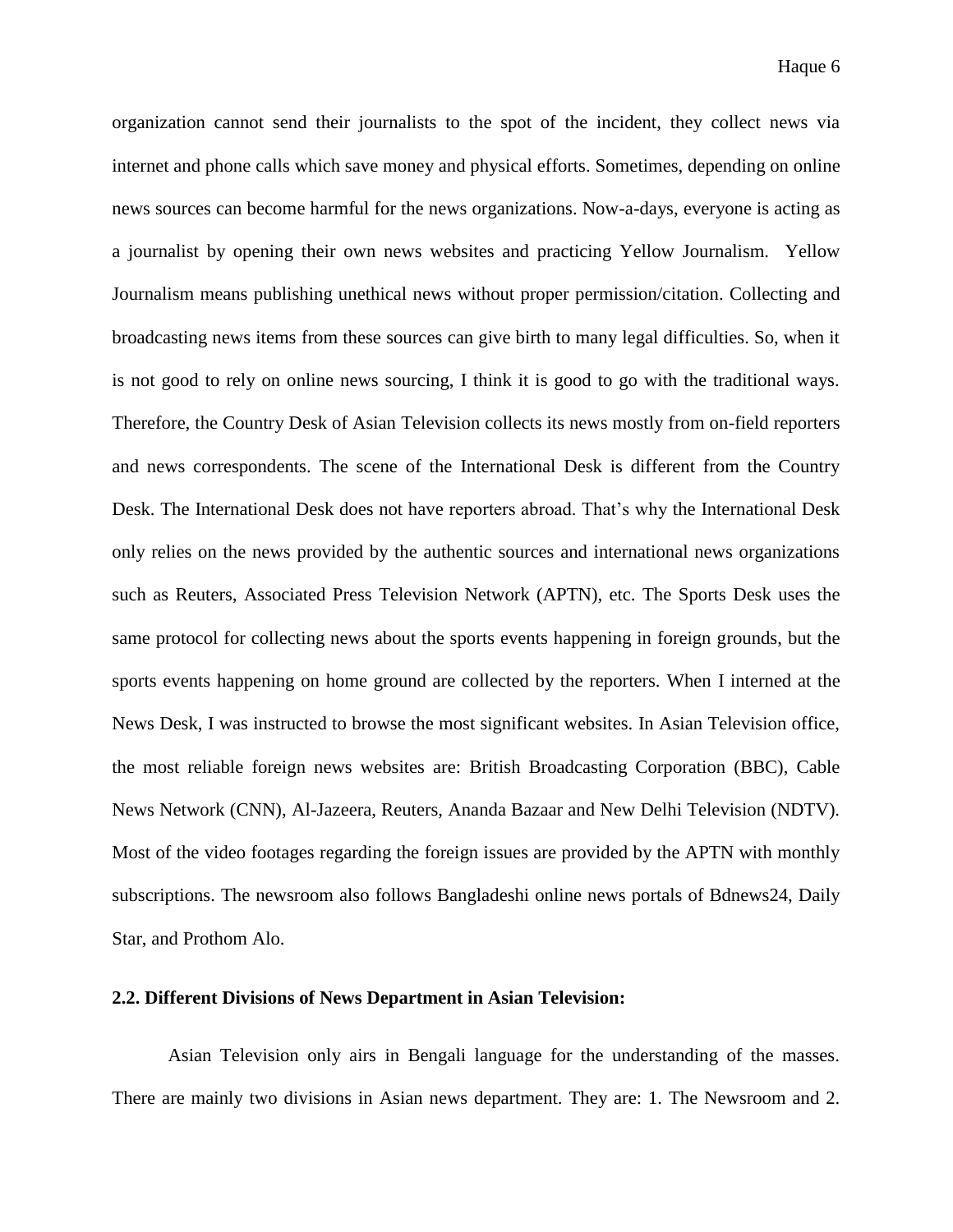organization cannot send their journalists to the spot of the incident, they collect news via internet and phone calls which save money and physical efforts. Sometimes, depending on online news sources can become harmful for the news organizations. Now-a-days, everyone is acting as a journalist by opening their own news websites and practicing Yellow Journalism. Yellow Journalism means publishing unethical news without proper permission/citation. Collecting and broadcasting news items from these sources can give birth to many legal difficulties. So, when it is not good to rely on online news sourcing, I think it is good to go with the traditional ways. Therefore, the Country Desk of Asian Television collects its news mostly from on-field reporters and news correspondents. The scene of the International Desk is different from the Country Desk. The International Desk does not have reporters abroad. That's why the International Desk only relies on the news provided by the authentic sources and international news organizations such as Reuters, Associated Press Television Network (APTN), etc. The Sports Desk uses the same protocol for collecting news about the sports events happening in foreign grounds, but the sports events happening on home ground are collected by the reporters. When I interned at the News Desk, I was instructed to browse the most significant websites. In Asian Television office, the most reliable foreign news websites are: British Broadcasting Corporation (BBC), Cable News Network (CNN), Al-Jazeera, Reuters, Ananda Bazaar and New Delhi Television (NDTV). Most of the video footages regarding the foreign issues are provided by the APTN with monthly subscriptions. The newsroom also follows Bangladeshi online news portals of Bdnews24, Daily Star, and Prothom Alo.

**2.2. Different Divisions of News Department in Asian Television:**

Asian Television only airs in Bengali language for the understanding of the masses. There are mainly two divisions in Asian news department. They are: 1. The Newsroom and 2.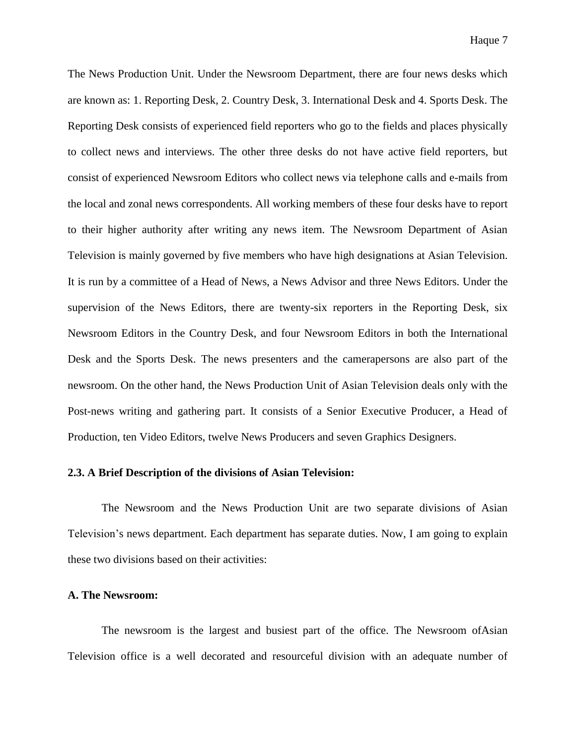The News Production Unit. Under the Newsroom Department, there are four news desks which are known as: 1. Reporting Desk, 2. Country Desk, 3. International Desk and 4. Sports Desk. The Reporting Desk consists of experienced field reporters who go to the fields and places physically to collect news and interviews. The other three desks do not have active field reporters, but consist of experienced Newsroom Editors who collect news via telephone calls and e-mails from the local and zonal news correspondents. All working members of these four desks have to report to their higher authority after writing any news item. The Newsroom Department of Asian Television is mainly governed by five members who have high designations at Asian Television. It is run by a committee of a Head of News, a News Advisor and three News Editors. Under the supervision of the News Editors, there are twenty-six reporters in the Reporting Desk, six Newsroom Editors in the Country Desk, and four Newsroom Editors in both the International Desk and the Sports Desk. The news presenters and the camerapersons are also part of the newsroom. On the other hand, the News Production Unit of Asian Television deals only with the Post-news writing and gathering part. It consists of a Senior Executive Producer, a Head of Production, ten Video Editors, twelve News Producers and seven Graphics Designers.

**2.3. A Brief Description of the divisions of Asian Television:**

The Newsroom and the News Production Unit are two separate divisions of Asian Television's news department. Each department has separate duties. Now, I am going to explain these two divisions based on their activities:

**A. The Newsroom:**

The newsroom is the largest and busiest part of the office. The Newsroom ofAsian Television office is a well decorated and resourceful division with an adequate number of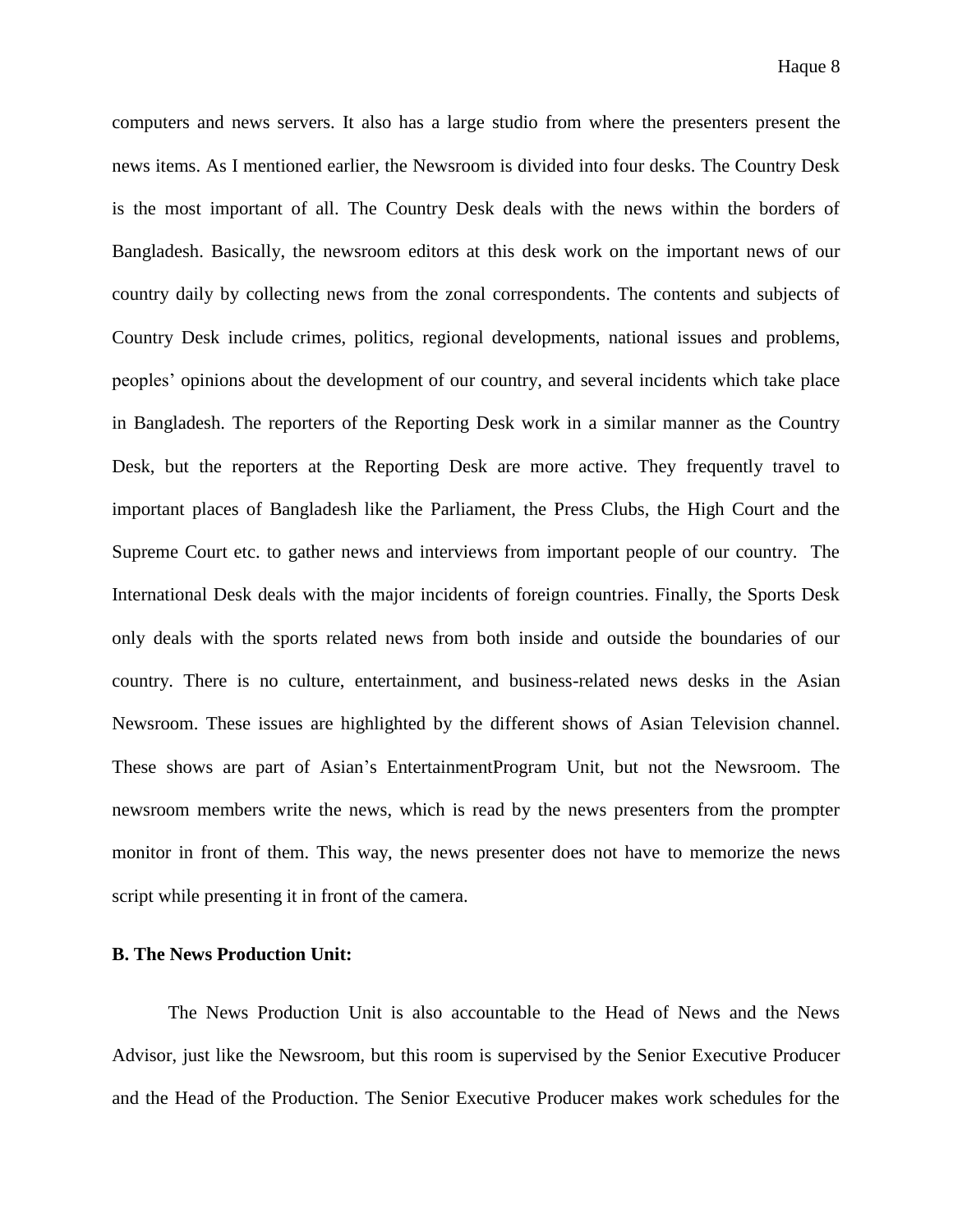computers and news servers. It also has a large studio from where the presenters present the news items. As I mentioned earlier, the Newsroom is divided into four desks. The Country Desk is the most important of all. The Country Desk deals with the news within the borders of Bangladesh. Basically, the newsroom editors at this desk work on the important news of our country daily by collecting news from the zonal correspondents. The contents and subjects of Country Desk include crimes, politics, regional developments, national issues and problems, peoples' opinions about the development of our country, and several incidents which take place in Bangladesh. The reporters of the Reporting Desk work in a similar manner as the Country Desk, but the reporters at the Reporting Desk are more active. They frequently travel to important places of Bangladesh like the Parliament, the Press Clubs, the High Court and the Supreme Court etc. to gather news and interviews from important people of our country. The International Desk deals with the major incidents of foreign countries. Finally, the Sports Desk only deals with the sports related news from both inside and outside the boundaries of our country. There is no culture, entertainment, and business-related news desks in the Asian Newsroom. These issues are highlighted by the different shows of Asian Television channel. These shows are part of Asian's EntertainmentProgram Unit, but not the Newsroom. The newsroom members write the news, which is read by the news presenters from the prompter monitor in front of them. This way, the news presenter does not have to memorize the news script while presenting it in front of the camera.

**B. The News Production Unit:**

The News Production Unit is also accountable to the Head of News and the News Advisor, just like the Newsroom, but this room is supervised by the Senior Executive Producer and the Head of the Production. The Senior Executive Producer makes work schedules for the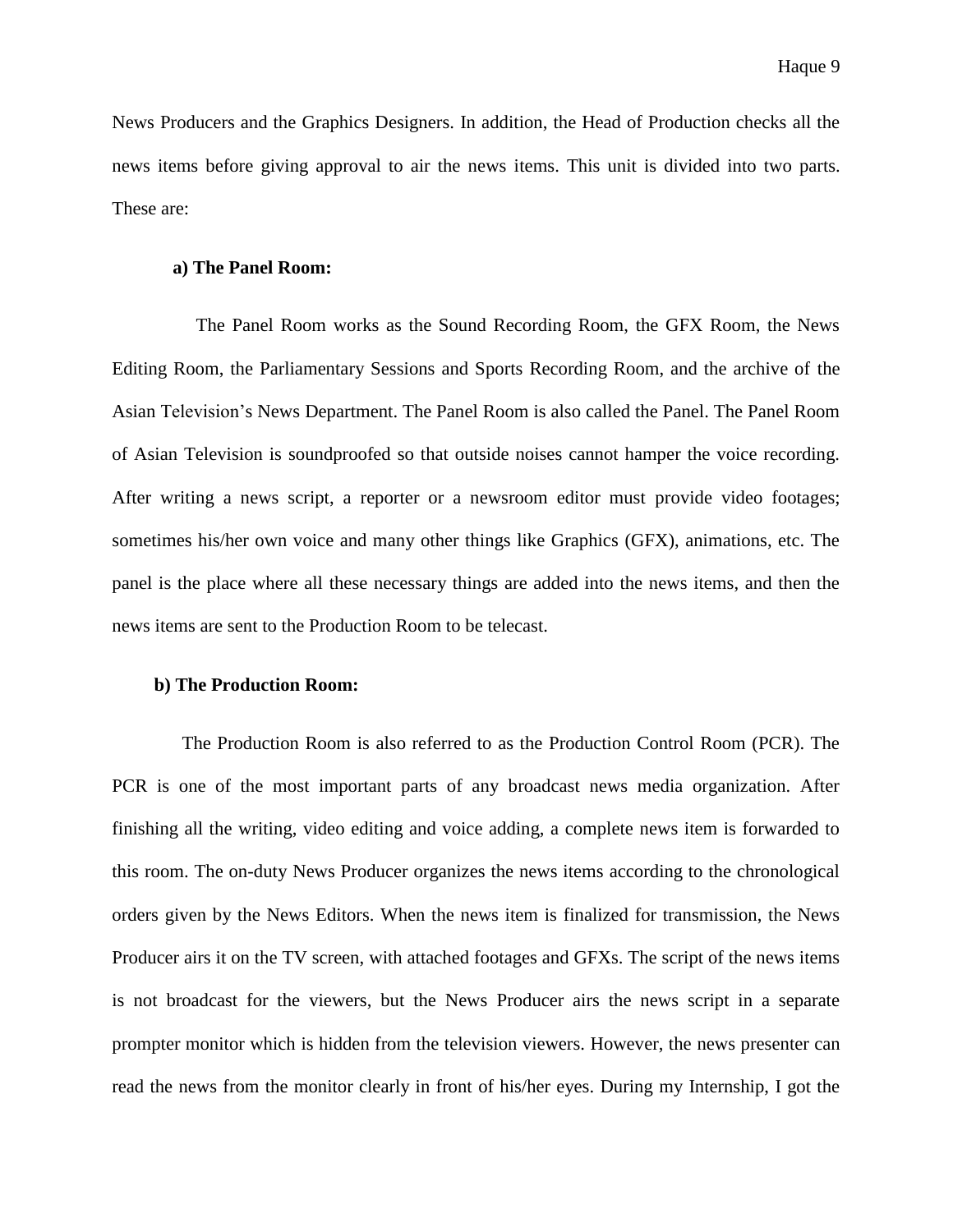News Producers and the Graphics Designers. In addition, the Head of Production checks all the news items before giving approval to air the news items. This unit is divided into two parts. These are:

**a) The Panel Room:**

The Panel Room works as the Sound Recording Room, the GFX Room, the News Editing Room, the Parliamentary Sessions and Sports Recording Room, and the archive of the Asian Television's News Department. The Panel Room is also called the Panel. The Panel Room of Asian Television is soundproofed so that outside noises cannot hamper the voice recording. After writing a news script, a reporter or a newsroom editor must provide video footages; sometimes his/her own voice and many other things like Graphics (GFX), animations, etc. The panel is the place where all these necessary things are added into the news items, and then the news items are sent to the Production Room to be telecast.

**b) The Production Room:**

The Production Room is also referred to as the Production Control Room (PCR). The PCR is one of the most important parts of any broadcast news media organization. After finishing all the writing, video editing and voice adding, a complete news item is forwarded to this room. The on-duty News Producer organizes the news items according to the chronological orders given by the News Editors. When the news item is finalized for transmission, the News Producer airs it on the TV screen, with attached footages and GFXs. The script of the news items is not broadcast for the viewers, but the News Producer airs the news script in a separate prompter monitor which is hidden from the television viewers. However, the news presenter can read the news from the monitor clearly in front of his/her eyes. During my Internship, I got the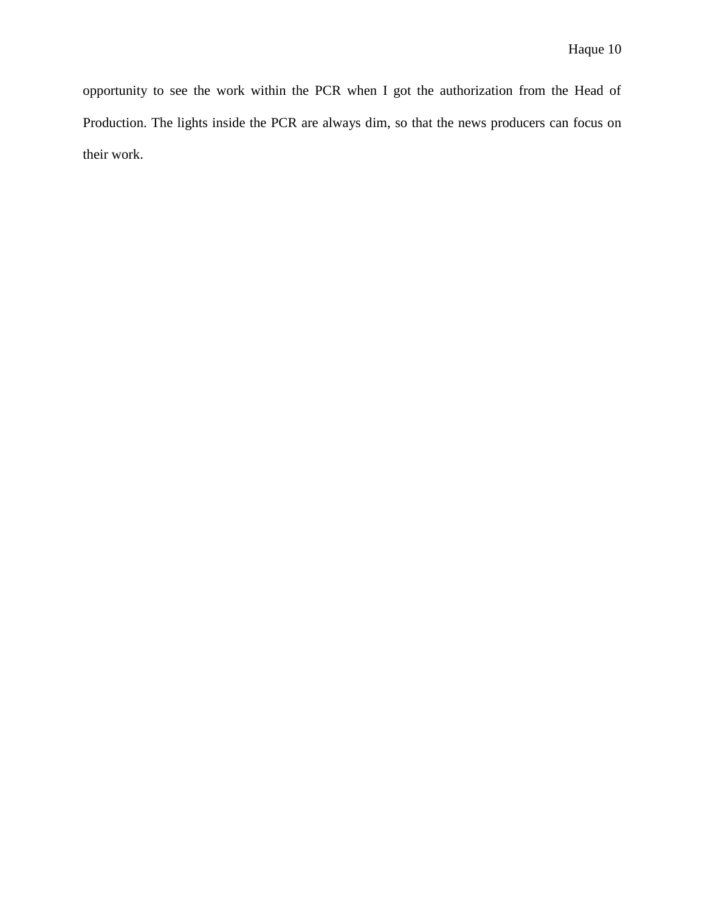opportunity to see the work within the PCR when I got the authorization from the Head of Production. The lights inside the PCR are always dim, so that the news producers can focus on their work.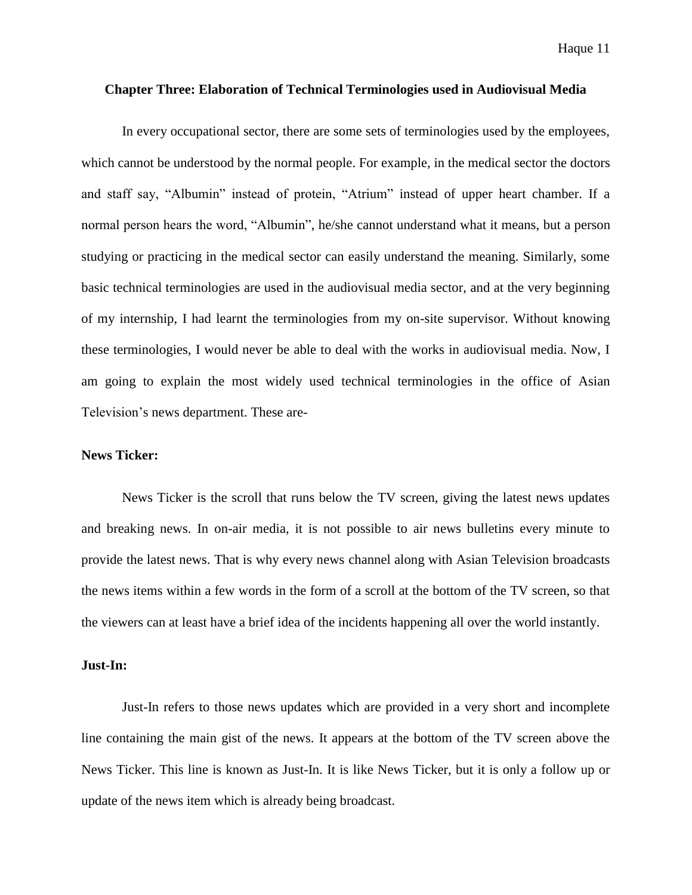## Chapter Three: Elaboration of Technical Terminologies used in Audiovisual Media

In every occupational sector, there are some sets of terminologies used by the employees, which cannot be understood by the normal people. For example, in the medical sector the doctors and staff say, “Albumin” instead of protein, “Atrium” instead of upper heart chamber. If a normal person hears the word, “Albumin”, he/she cannot understand what it means, but a person studying or practicing in the medical sector can easily understand the meaning. Similarly, some basic technical terminologies are used in the audiovisual media sector, and at the very beginning of my internship, I had learnt the terminologies from my on-site supervisor. Without knowing these terminologies, I would never be able to deal with the works in audiovisual media. Now, I am going to explain the most widely used technical terminologies in the office of Asian Television’s news department. These are-

**News Ticker:**

News Ticker is the scroll that runs below the TV screen, giving the latest news updates and breaking news. In on-air media, it is not possible to air news bulletins every minute to provide the latest news. That is why every news channel along with Asian Television broadcasts the news items within a few words in the form of a scroll at the bottom of the TV screen, so that the viewers can at least have a brief idea of the incidents happening all over the world instantly.

**Just-In:**

Just-In refers to those news updates which are provided in a very short and incomplete line containing the main gist of the news. It appears at the bottom of the TV screen above the News Ticker. This line is known as Just-In. It is like News Ticker, but it is only a follow up or update of the news item which is already being broadcast.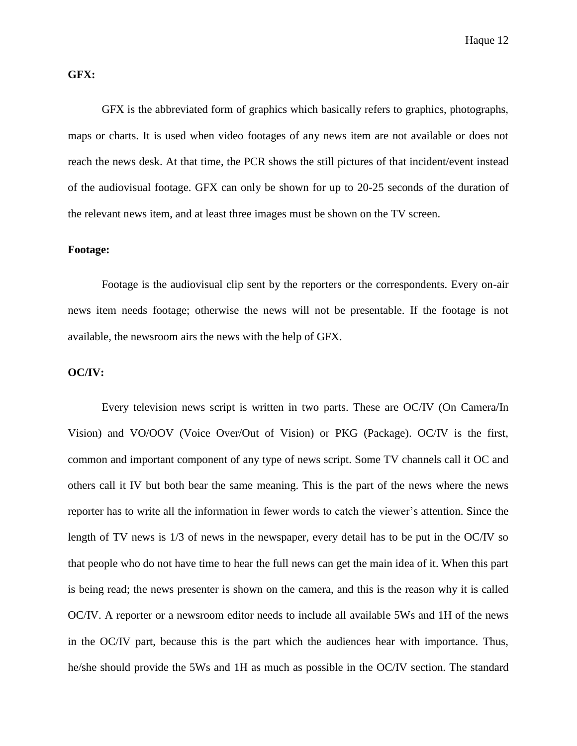**GFX:**

GFX is the abbreviated form of graphics which basically refers to graphics, photographs, maps or charts. It is used when video footages of any news item are not available or does not reach the news desk. At that time, the PCR shows the still pictures of that incident/event instead of the audiovisual footage. GFX can only be shown for up to 20-25 seconds of the duration of the relevant news item, and at least three images must be shown on the TV screen.

**Footage:**

Footage is the audiovisual clip sent by the reporters or the correspondents. Every on-air news item needs footage; otherwise the news will not be presentable. If the footage is not available, the newsroom airs the news with the help of GFX.

**OC/IV:**

Every television news script is written in two parts. These are OC/IV (On Camera/In Vision) and VO/OOV (Voice Over/Out of Vision) or PKG (Package). OC/IV is the first, common and important component of any type of news script. Some TV channels call it OC and others call it IV but both bear the same meaning. This is the part of the news where the news reporter has to write all the information in fewer words to catch the viewer's attention. Since the length of TV news is 1/3 of news in the newspaper, every detail has to be put in the OC/IV so that people who do not have time to hear the full news can get the main idea of it. When this part is being read; the news presenter is shown on the camera, and this is the reason why it is called OC/IV. A reporter or a newsroom editor needs to include all available 5Ws and 1H of the news in the OC/IV part, because this is the part which the audiences hear with importance. Thus, he/she should provide the 5Ws and 1H as much as possible in the OC/IV section. The standard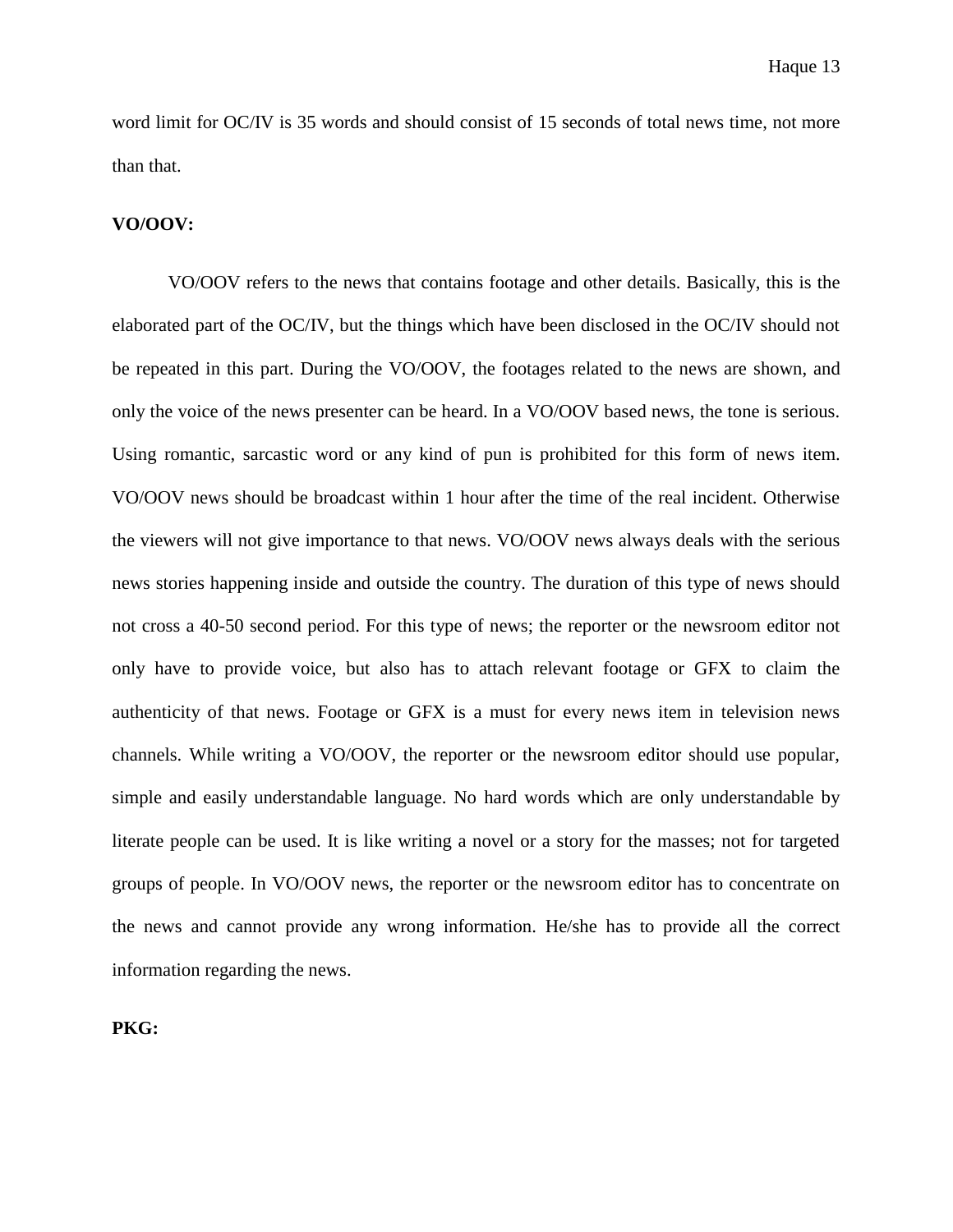word limit for OC/IV is 35 words and should consist of 15 seconds of total news time, not more than that.

**VO/OOV:**

VO/OOV refers to the news that contains footage and other details. Basically, this is the elaborated part of the OC/IV, but the things which have been disclosed in the OC/IV should not be repeated in this part. During the VO/OOV, the footages related to the news are shown, and only the voice of the news presenter can be heard. In a VO/OOV based news, the tone is serious. Using romantic, sarcastic word or any kind of pun is prohibited for this form of news item. VO/OOV news should be broadcast within 1 hour after the time of the real incident. Otherwise the viewers will not give importance to that news. VO/OOV news always deals with the serious news stories happening inside and outside the country. The duration of this type of news should not cross a 40-50 second period. For this type of news; the reporter or the newsroom editor not only have to provide voice, but also has to attach relevant footage or GFX to claim the authenticity of that news. Footage or GFX is a must for every news item in television news channels. While writing a VO/OOV, the reporter or the newsroom editor should use popular, simple and easily understandable language. No hard words which are only understandable by literate people can be used. It is like writing a novel or a story for the masses; not for targeted groups of people. In VO/OOV news, the reporter or the newsroom editor has to concentrate on the news and cannot provide any wrong information. He/she has to provide all the correct information regarding the news.

**PKG:**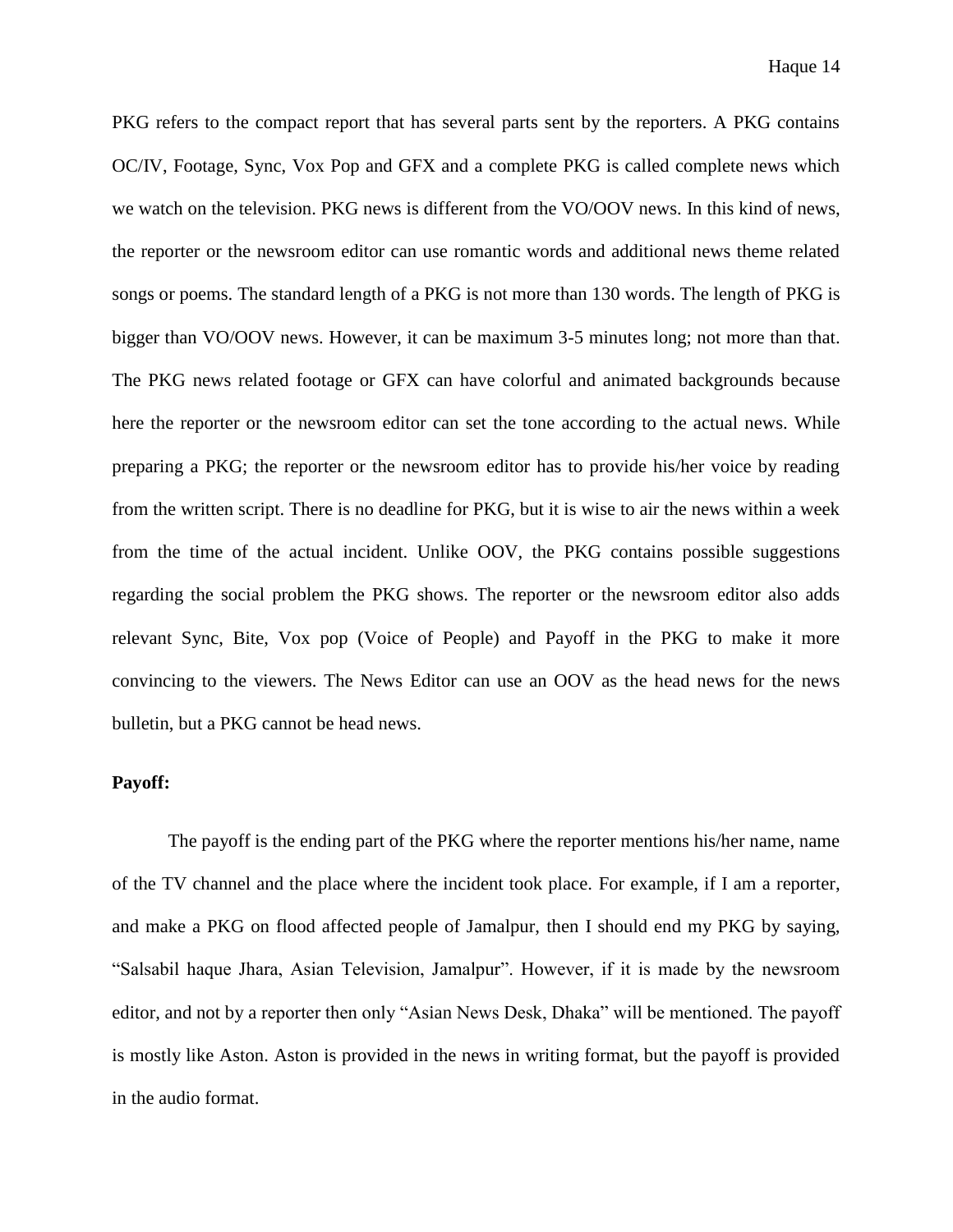PKG refers to the compact report that has several parts sent by the reporters. A PKG contains OC/IV, Footage, Sync, Vox Pop and GFX and a complete PKG is called complete news which we watch on the television. PKG news is different from the VO/OOV news. In this kind of news, the reporter or the newsroom editor can use romantic words and additional news theme related songs or poems. The standard length of a PKG is not more than 130 words. The length of PKG is bigger than VO/OOV news. However, it can be maximum 3-5 minutes long; not more than that. The PKG news related footage or GFX can have colorful and animated backgrounds because here the reporter or the newsroom editor can set the tone according to the actual news. While preparing a PKG; the reporter or the newsroom editor has to provide his/her voice by reading from the written script. There is no deadline for PKG, but it is wise to air the news within a week from the time of the actual incident. Unlike OOV, the PKG contains possible suggestions regarding the social problem the PKG shows. The reporter or the newsroom editor also adds relevant Sync, Bite, Vox pop (Voice of People) and Payoff in the PKG to make it more convincing to the viewers. The News Editor can use an OOV as the head news for the news bulletin, but a PKG cannot be head news.

**Payoff:**

The payoff is the ending part of the PKG where the reporter mentions his/her name, name of the TV channel and the place where the incident took place. For example, if I am a reporter, and make a PKG on flood affected people of Jamalpur, then I should end my PKG by saying, "Salsabil haque Jhara, Asian Television, Jamalpur". However, if it is made by the newsroom editor, and not by a reporter then only "Asian News Desk, Dhaka" will be mentioned. The payoff is mostly like Aston. Aston is provided in the news in writing format, but the payoff is provided in the audio format.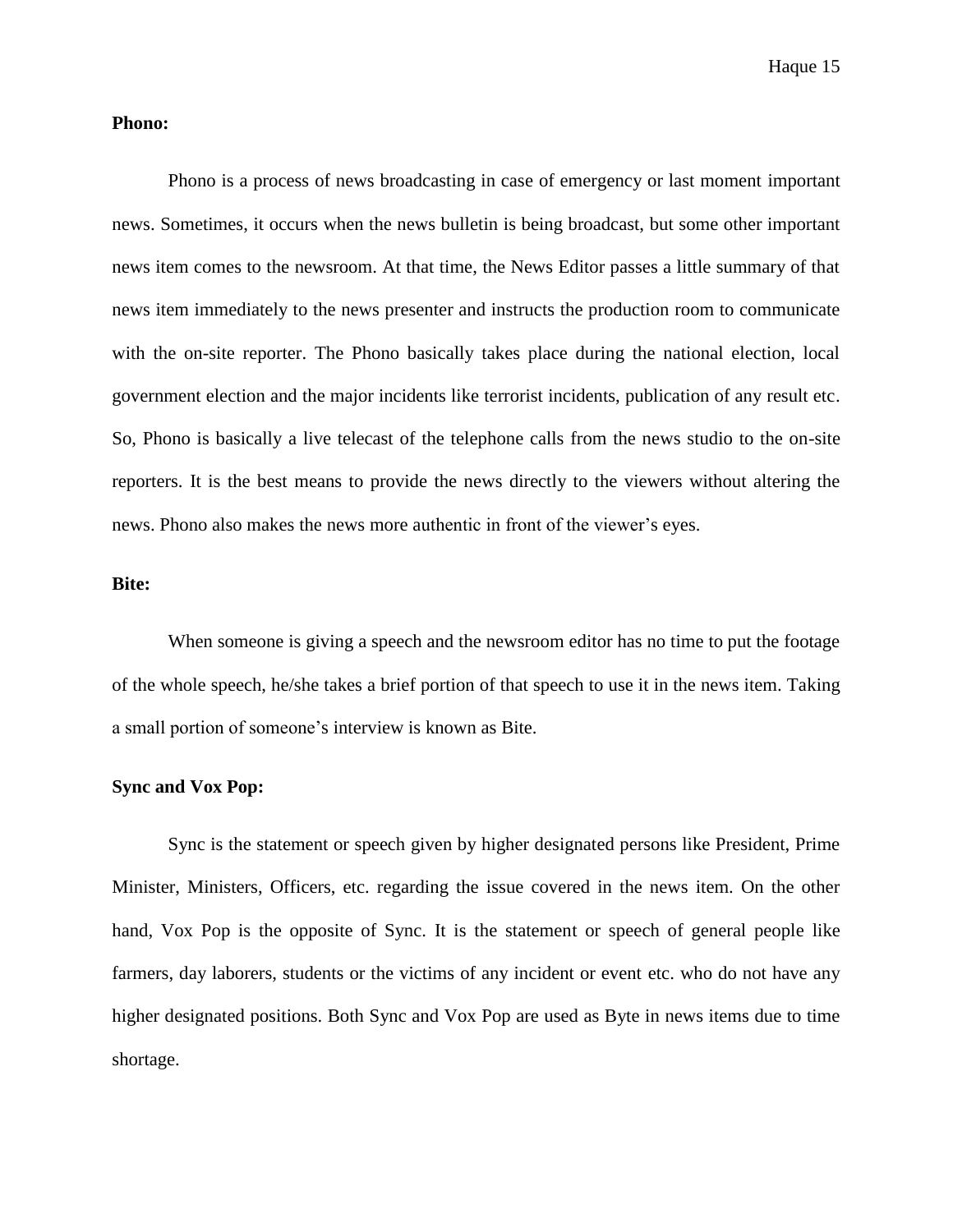**Phono:**

Phono is a process of news broadcasting in case of emergency or last moment important news. Sometimes, it occurs when the news bulletin is being broadcast, but some other important news item comes to the newsroom. At that time, the News Editor passes a little summary of that news item immediately to the news presenter and instructs the production room to communicate with the on-site reporter. The Phono basically takes place during the national election, local government election and the major incidents like terrorist incidents, publication of any result etc. So, Phono is basically a live telecast of the telephone calls from the news studio to the on-site reporters. It is the best means to provide the news directly to the viewers without altering the news. Phono also makes the news more authentic in front of the viewer's eyes.

**Bite:**

When someone is giving a speech and the newsroom editor has no time to put the footage of the whole speech, he/she takes a brief portion of that speech to use it in the news item. Taking a small portion of someone's interview is known as Bite.

**Sync and Vox Pop:**

Sync is the statement or speech given by higher designated persons like President, Prime Minister, Ministers, Officers, etc. regarding the issue covered in the news item. On the other hand, Vox Pop is the opposite of Sync. It is the statement or speech of general people like farmers, day laborers, students or the victims of any incident or event etc. who do not have any higher designated positions. Both Sync and Vox Pop are used as Byte in news items due to time shortage.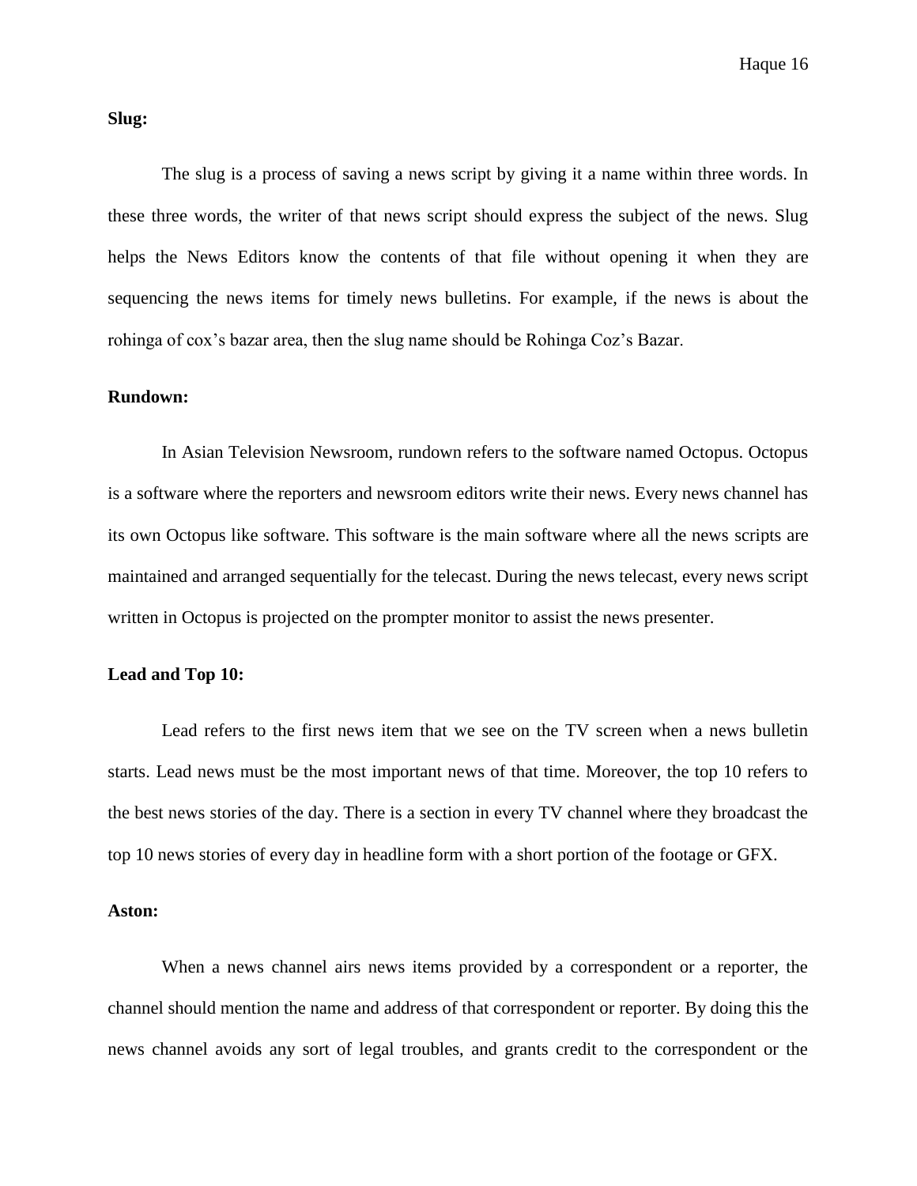**Slug:**

The slug is a process of saving a news script by giving it a name within three words. In these three words, the writer of that news script should express the subject of the news. Slug helps the News Editors know the contents of that file without opening it when they are sequencing the news items for timely news bulletins. For example, if the news is about the rohinga of cox's bazar area, then the slug name should be Rohinga Coz's Bazar.

**Rundown:**

In Asian Television Newsroom, rundown refers to the software named Octopus. Octopus is a software where the reporters and newsroom editors write their news. Every news channel has its own Octopus like software. This software is the main software where all the news scripts are maintained and arranged sequentially for the telecast. During the news telecast, every news script written in Octopus is projected on the prompter monitor to assist the news presenter.

**Lead and Top 10:**

Lead refers to the first news item that we see on the TV screen when a news bulletin starts. Lead news must be the most important news of that time. Moreover, the top 10 refers to the best news stories of the day. There is a section in every TV channel where they broadcast the top 10 news stories of every day in headline form with a short portion of the footage or GFX.

**Aston:**

When a news channel airs news items provided by a correspondent or a reporter, the channel should mention the name and address of that correspondent or reporter. By doing this the news channel avoids any sort of legal troubles, and grants credit to the correspondent or the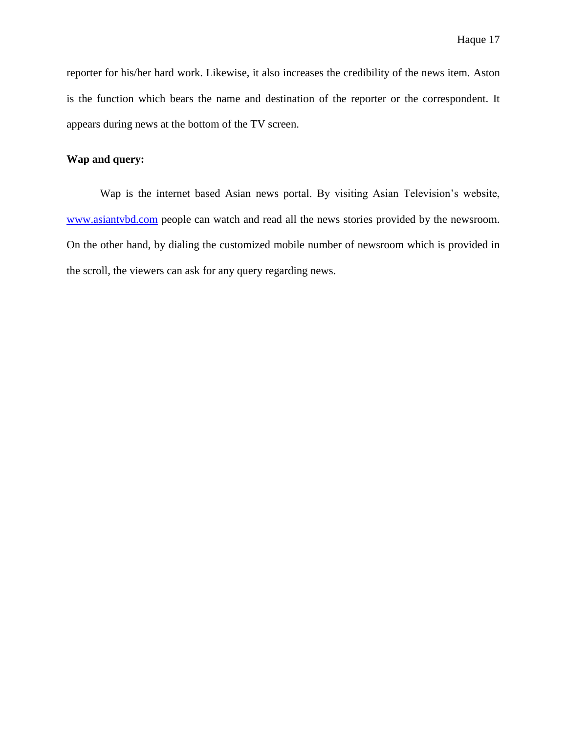reporter for his/her hard work. Likewise, it also increases the credibility of the news item. Aston is the function which bears the name and destination of the reporter or the correspondent. It appears during news at the bottom of the TV screen.

**Wap and query:**

Wap is the internet based Asian news portal. By visiting Asian Television's website, [www.asiantvbd.com](http://www.asiantvbd.com) people can watch and read all the news stories provided by the newsroom. On the other hand, by dialing the customized mobile number of newsroom which is provided in the scroll, the viewers can ask for any query regarding news.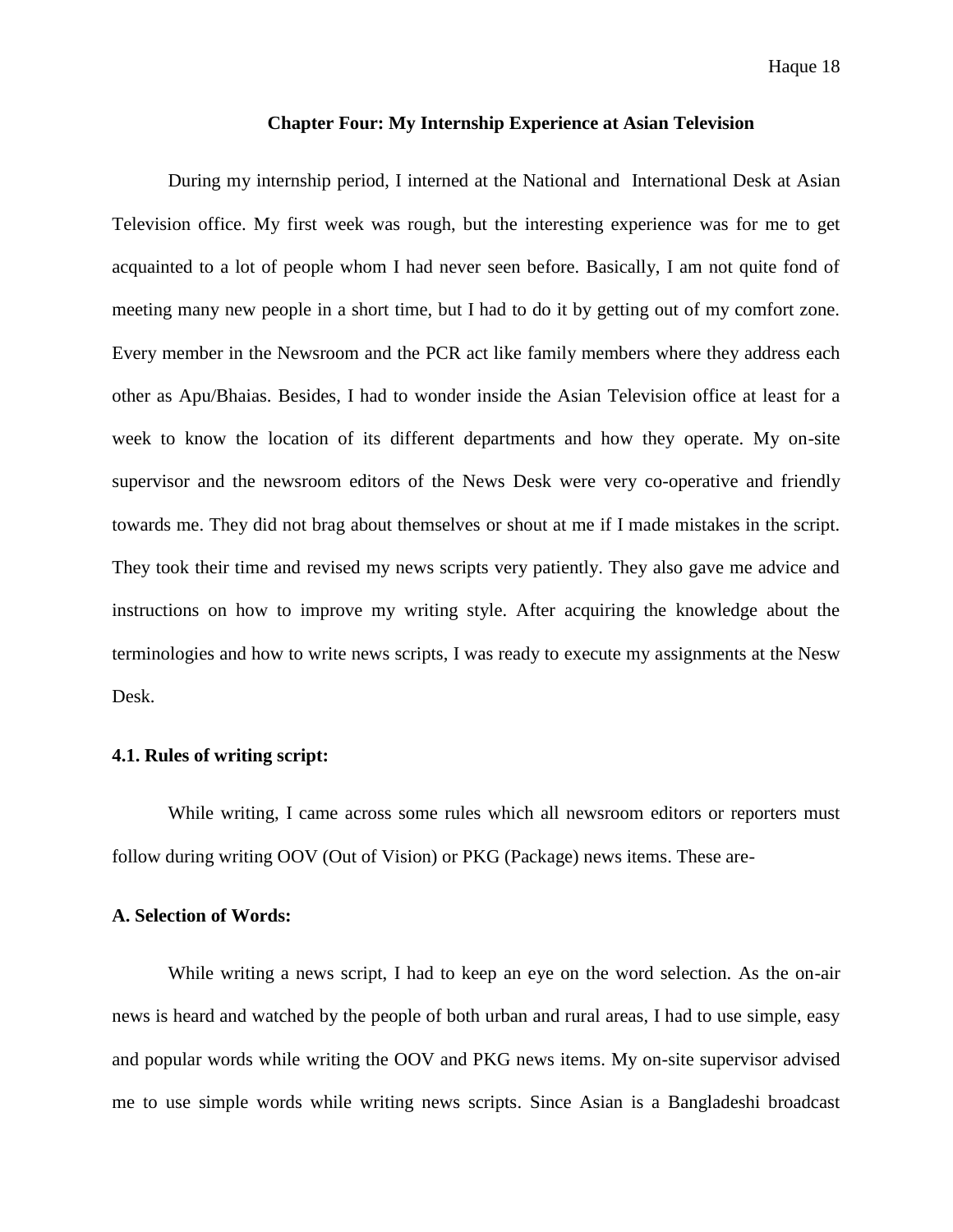## Chapter Four: My Internship Experience at Asian Television

During my internship period, I interned at the National and International Desk at Asian Television office. My first week was rough, but the interesting experience was for me to get acquainted to a lot of people whom I had never seen before. Basically, I am not quite fond of meeting many new people in a short time, but I had to do it by getting out of my comfort zone. Every member in the Newsroom and the PCR act like family members where they address each other as Apu/Bhaias. Besides, I had to wonder inside the Asian Television office at least for a week to know the location of its different departments and how they operate. My on-site supervisor and the newsroom editors of the News Desk were very co-operative and friendly towards me. They did not brag about themselves or shout at me if I made mistakes in the script. They took their time and revised my news scripts very patiently. They also gave me advice and instructions on how to improve my writing style. After acquiring the knowledge about the terminologies and how to write news scripts, I was ready to execute my assignments at the Nesw Desk.

### 4.1. Rules of writing script:

While writing, I came across some rules which all newsroom editors or reporters must follow during writing OOV (Out of Vision) or PKG (Package) news items. These are-

#### A. Selection of Words:

While writing a news script, I had to keep an eye on the word selection. As the on-air news is heard and watched by the people of both urban and rural areas, I had to use simple, easy and popular words while writing the OOV and PKG news items. My on-site supervisor advised me to use simple words while writing news scripts. Since Asian is a Bangladeshi broadcast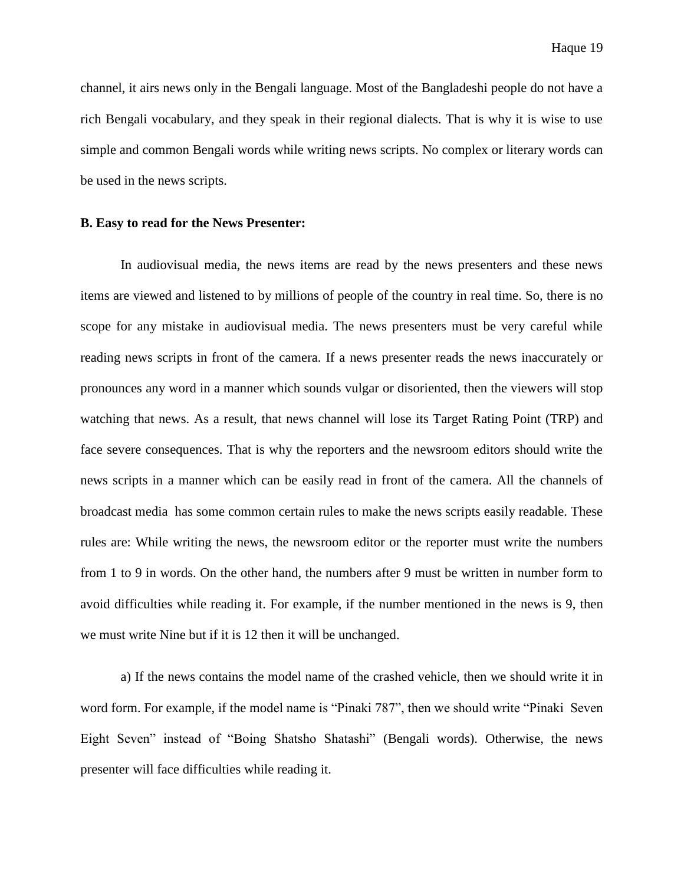channel, it airs news only in the Bengali language. Most of the Bangladeshi people do not have a rich Bengali vocabulary, and they speak in their regional dialects. That is why it is wise to use simple and common Bengali words while writing news scripts. No complex or literary words can be used in the news scripts.

**B. Easy to read for the News Presenter:**

In audiovisual media, the news items are read by the news presenters and these news items are viewed and listened to by millions of people of the country in real time. So, there is no scope for any mistake in audiovisual media. The news presenters must be very careful while reading news scripts in front of the camera. If a news presenter reads the news inaccurately or pronounces any word in a manner which sounds vulgar or disoriented, then the viewers will stop watching that news. As a result, that news channel will lose its Target Rating Point (TRP) and face severe consequences. That is why the reporters and the newsroom editors should write the news scripts in a manner which can be easily read in front of the camera. All the channels of broadcast media has some common certain rules to make the news scripts easily readable. These rules are: While writing the news, the newsroom editor or the reporter must write the numbers from 1 to 9 in words. On the other hand, the numbers after 9 must be written in number form to avoid difficulties while reading it. For example, if the number mentioned in the news is 9, then we must write Nine but if it is 12 then it will be unchanged.

a) If the news contains the model name of the crashed vehicle, then we should write it in word form. For example, if the model name is "Pinaki 787", then we should write "Pinaki Seven Eight Seven" instead of "Boing Shatsho Shatashi" (Bengali words). Otherwise, the news presenter will face difficulties while reading it.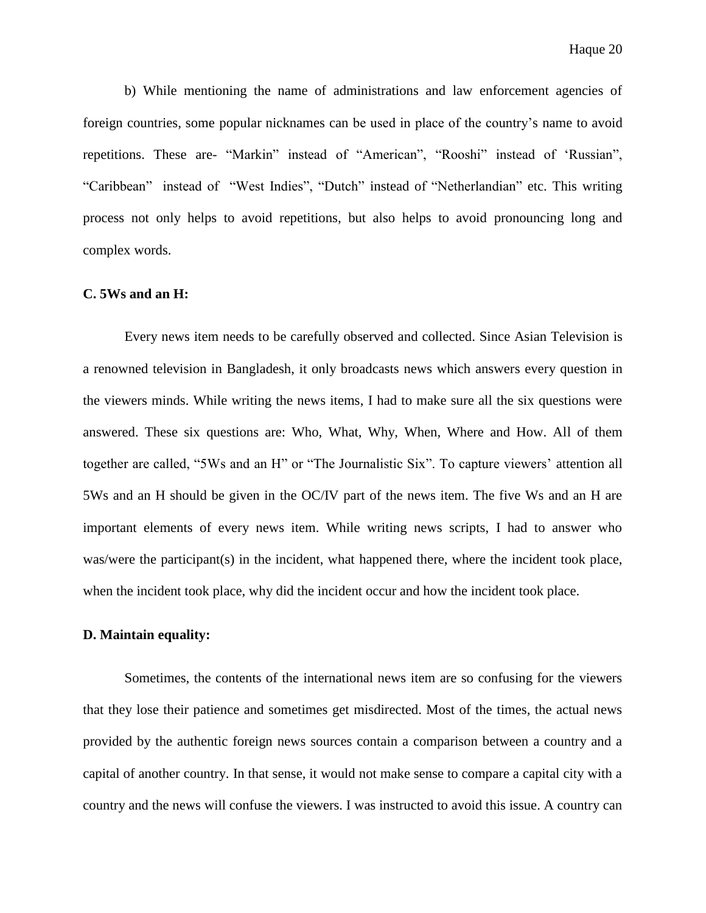b) While mentioning the name of administrations and law enforcement agencies of foreign countries, some popular nicknames can be used in place of the country's name to avoid repetitions. These are- "Markin" instead of "American", "Rooshi" instead of 'Russian", "Caribbean" instead of "West Indies", "Dutch" instead of "Netherlandian" etc. This writing process not only helps to avoid repetitions, but also helps to avoid pronouncing long and complex words.

**C. 5Ws and an H:**

Every news item needs to be carefully observed and collected. Since Asian Television is a renowned television in Bangladesh, it only broadcasts news which answers every question in the viewers minds. While writing the news items, I had to make sure all the six questions were answered. These six questions are: Who, What, Why, When, Where and How. All of them together are called, "5Ws and an H" or "The Journalistic Six". To capture viewers' attention all 5Ws and an H should be given in the OC/IV part of the news item. The five Ws and an H are important elements of every news item. While writing news scripts, I had to answer who was/were the participant(s) in the incident, what happened there, where the incident took place, when the incident took place, why did the incident occur and how the incident took place.

**D. Maintain equality:**

Sometimes, the contents of the international news item are so confusing for the viewers that they lose their patience and sometimes get misdirected. Most of the times, the actual news provided by the authentic foreign news sources contain a comparison between a country and a capital of another country. In that sense, it would not make sense to compare a capital city with a country and the news will confuse the viewers. I was instructed to avoid this issue. A country can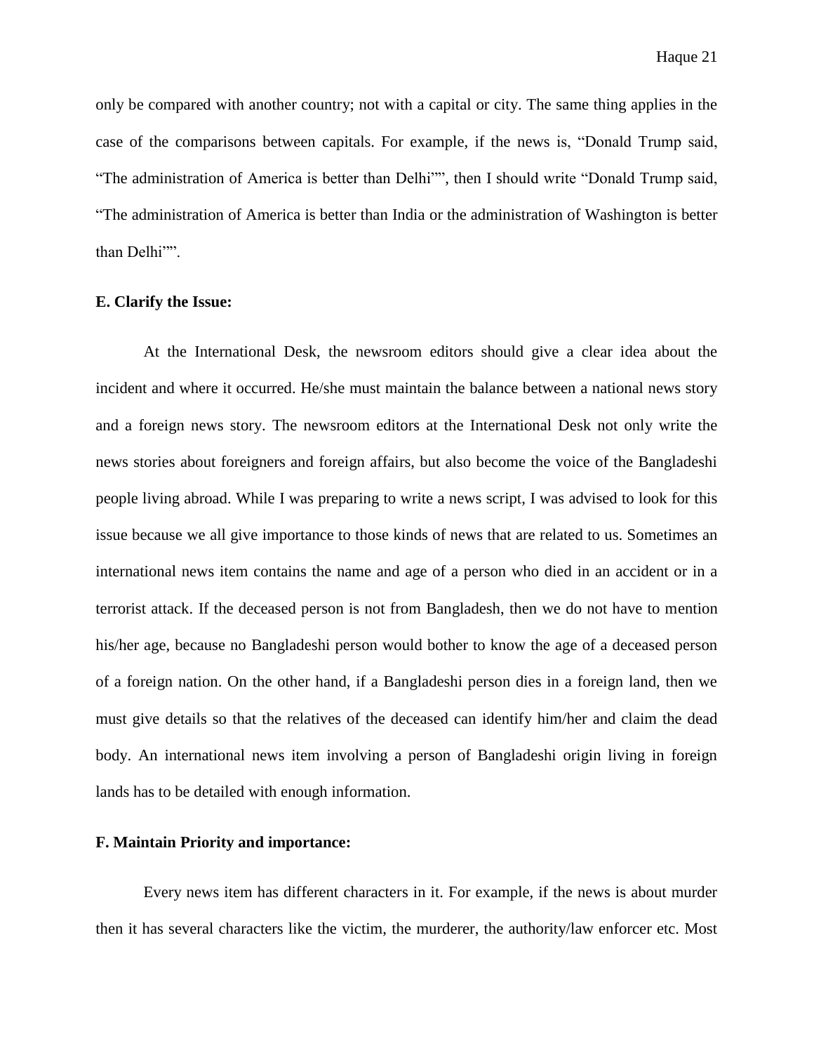only be compared with another country; not with a capital or city. The same thing applies in the case of the comparisons between capitals. For example, if the news is, "Donald Trump said, "The administration of America is better than Delhi"", then I should write "Donald Trump said, "The administration of America is better than India or the administration of Washington is better than Delhi"".

**E. Clarify the Issue:**

At the International Desk, the newsroom editors should give a clear idea about the incident and where it occurred. He/she must maintain the balance between a national news story and a foreign news story. The newsroom editors at the International Desk not only write the news stories about foreigners and foreign affairs, but also become the voice of the Bangladeshi people living abroad. While I was preparing to write a news script, I was advised to look for this issue because we all give importance to those kinds of news that are related to us. Sometimes an international news item contains the name and age of a person who died in an accident or in a terrorist attack. If the deceased person is not from Bangladesh, then we do not have to mention his/her age, because no Bangladeshi person would bother to know the age of a deceased person of a foreign nation. On the other hand, if a Bangladeshi person dies in a foreign land, then we must give details so that the relatives of the deceased can identify him/her and claim the dead body. An international news item involving a person of Bangladeshi origin living in foreign lands has to be detailed with enough information.

**F. Maintain Priority and importance:**

Every news item has different characters in it. For example, if the news is about murder then it has several characters like the victim, the murderer, the authority/law enforcer etc. Most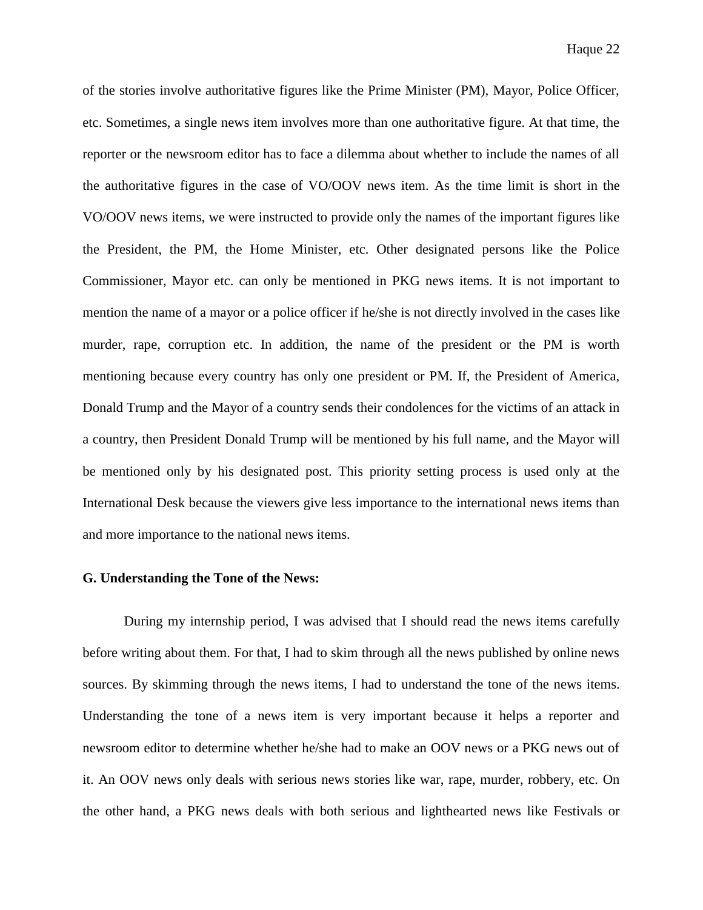of the stories involve authoritative figures like the Prime Minister (PM), Mayor, Police Officer, etc. Sometimes, a single news item involves more than one authoritative figure. At that time, the reporter or the newsroom editor has to face a dilemma about whether to include the names of all the authoritative figures in the case of VO/OOV news item. As the time limit is short in the VO/OOV news items, we were instructed to provide only the names of the important figures like the President, the PM, the Home Minister, etc. Other designated persons like the Police Commissioner, Mayor etc. can only be mentioned in PKG news items. It is not important to mention the name of a mayor or a police officer if he/she is not directly involved in the cases like murder, rape, corruption etc. In addition, the name of the president or the PM is worth mentioning because every country has only one president or PM. If, the President of America, Donald Trump and the Mayor of a country sends their condolences for the victims of an attack in a country, then President Donald Trump will be mentioned by his full name, and the Mayor will be mentioned only by his designated post. This priority setting process is used only at the International Desk because the viewers give less importance to the international news items than and more importance to the national news items.

**G. Understanding the Tone of the News:**

During my internship period, I was advised that I should read the news items carefully before writing about them. For that, I had to skim through all the news published by online news sources. By skimming through the news items, I had to understand the tone of the news items. Understanding the tone of a news item is very important because it helps a reporter and newsroom editor to determine whether he/she had to make an OOV news or a PKG news out of it. An OOV news only deals with serious news stories like war, rape, murder, robbery, etc. On the other hand, a PKG news deals with both serious and lighthearted news like Festivals or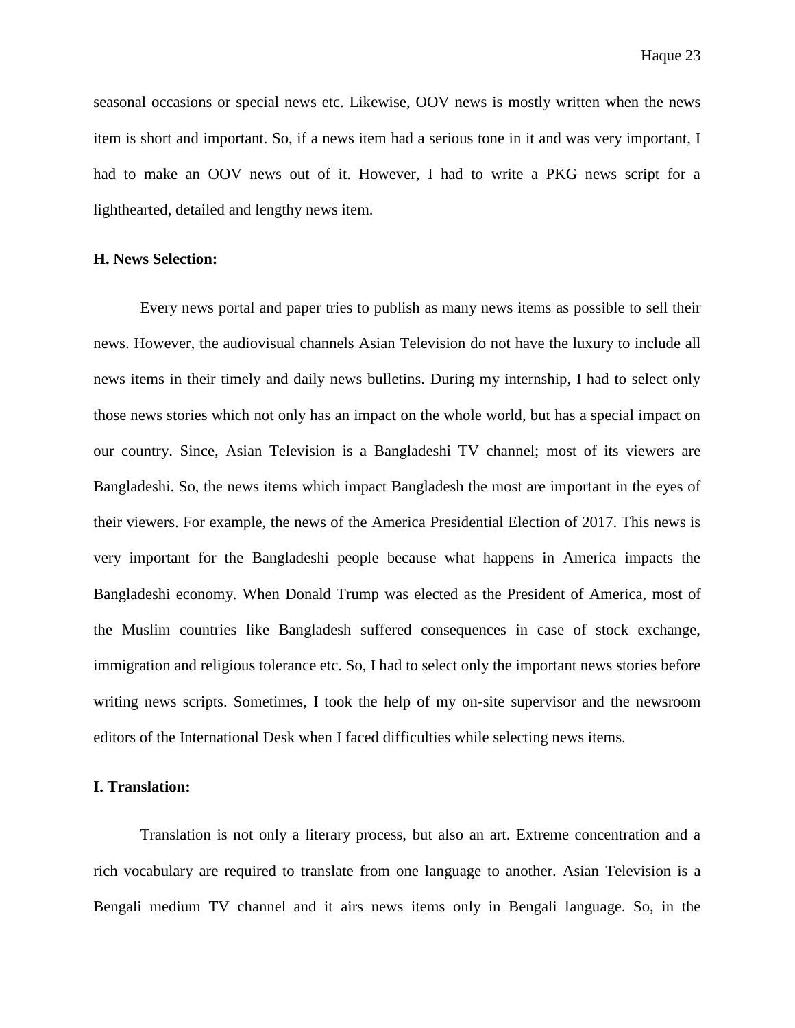seasonal occasions or special news etc. Likewise, OOV news is mostly written when the news item is short and important. So, if a news item had a serious tone in it and was very important, I had to make an OOV news out of it. However, I had to write a PKG news script for a lighthearted, detailed and lengthy news item.

**H. News Selection:**

Every news portal and paper tries to publish as many news items as possible to sell their news. However, the audiovisual channels Asian Television do not have the luxury to include all news items in their timely and daily news bulletins. During my internship, I had to select only those news stories which not only has an impact on the whole world, but has a special impact on our country. Since, Asian Television is a Bangladeshi TV channel; most of its viewers are Bangladeshi. So, the news items which impact Bangladesh the most are important in the eyes of their viewers. For example, the news of the America Presidential Election of 2017. This news is very important for the Bangladeshi people because what happens in America impacts the Bangladeshi economy. When Donald Trump was elected as the President of America, most of the Muslim countries like Bangladesh suffered consequences in case of stock exchange, immigration and religious tolerance etc. So, I had to select only the important news stories before writing news scripts. Sometimes, I took the help of my on-site supervisor and the newsroom editors of the International Desk when I faced difficulties while selecting news items.

**I. Translation:**

Translation is not only a literary process, but also an art. Extreme concentration and a rich vocabulary are required to translate from one language to another. Asian Television is a Bengali medium TV channel and it airs news items only in Bengali language. So, in the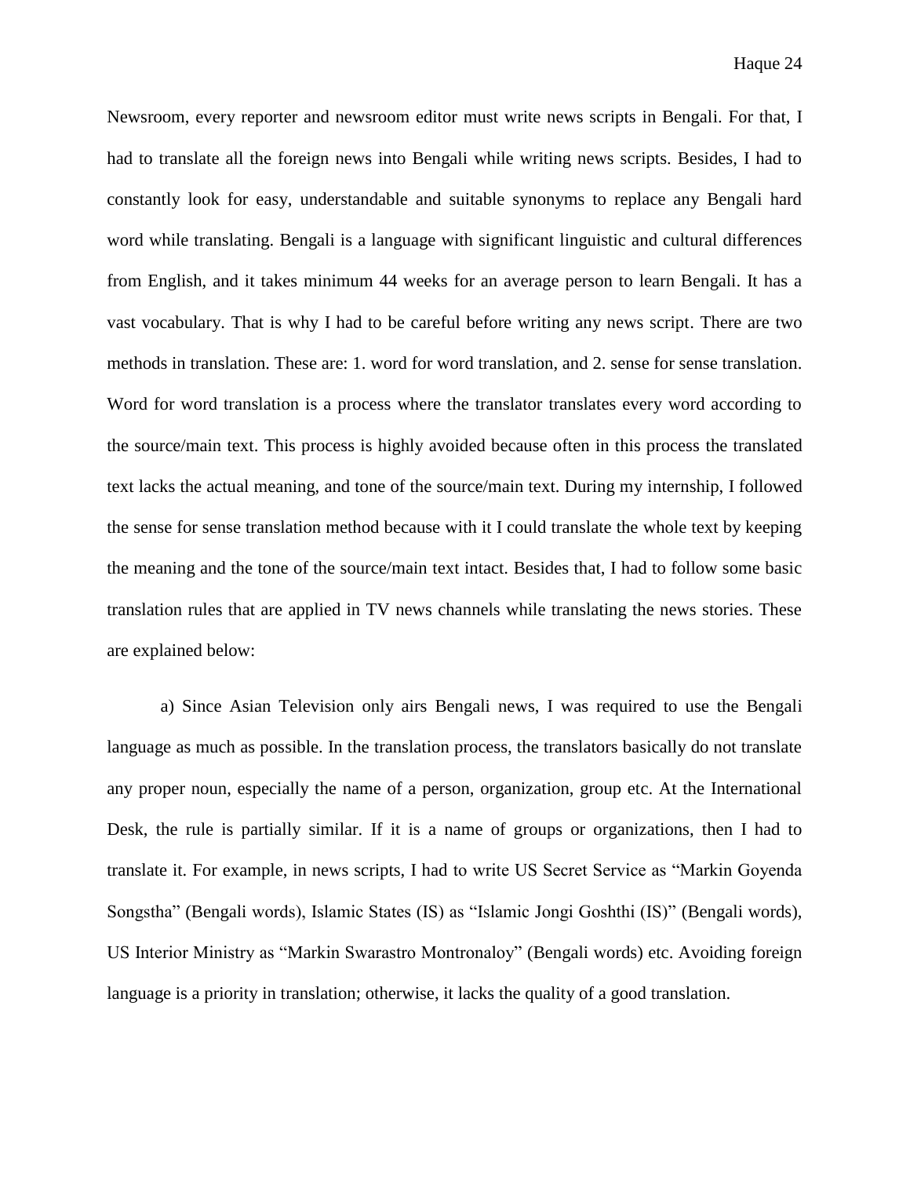Newsroom, every reporter and newsroom editor must write news scripts in Bengali. For that, I had to translate all the foreign news into Bengali while writing news scripts. Besides, I had to constantly look for easy, understandable and suitable synonyms to replace any Bengali hard word while translating. Bengali is a language with significant linguistic and cultural differences from English, and it takes minimum 44 weeks for an average person to learn Bengali. It has a vast vocabulary. That is why I had to be careful before writing any news script. There are two methods in translation. These are: 1. word for word translation, and 2. sense for sense translation. Word for word translation is a process where the translator translates every word according to the source/main text. This process is highly avoided because often in this process the translated text lacks the actual meaning, and tone of the source/main text. During my internship, I followed the sense for sense translation method because with it I could translate the whole text by keeping the meaning and the tone of the source/main text intact. Besides that, I had to follow some basic translation rules that are applied in TV news channels while translating the news stories. These are explained below:

a) Since Asian Television only airs Bengali news, I was required to use the Bengali language as much as possible. In the translation process, the translators basically do not translate any proper noun, especially the name of a person, organization, group etc. At the International Desk, the rule is partially similar. If it is a name of groups or organizations, then I had to translate it. For example, in news scripts, I had to write US Secret Service as "Markin Goyenda Songstha" (Bengali words), Islamic States (IS) as "Islamic Jongi Goshthi (IS)" (Bengali words), US Interior Ministry as "Markin Swarastro Montronaloy" (Bengali words) etc. Avoiding foreign language is a priority in translation; otherwise, it lacks the quality of a good translation.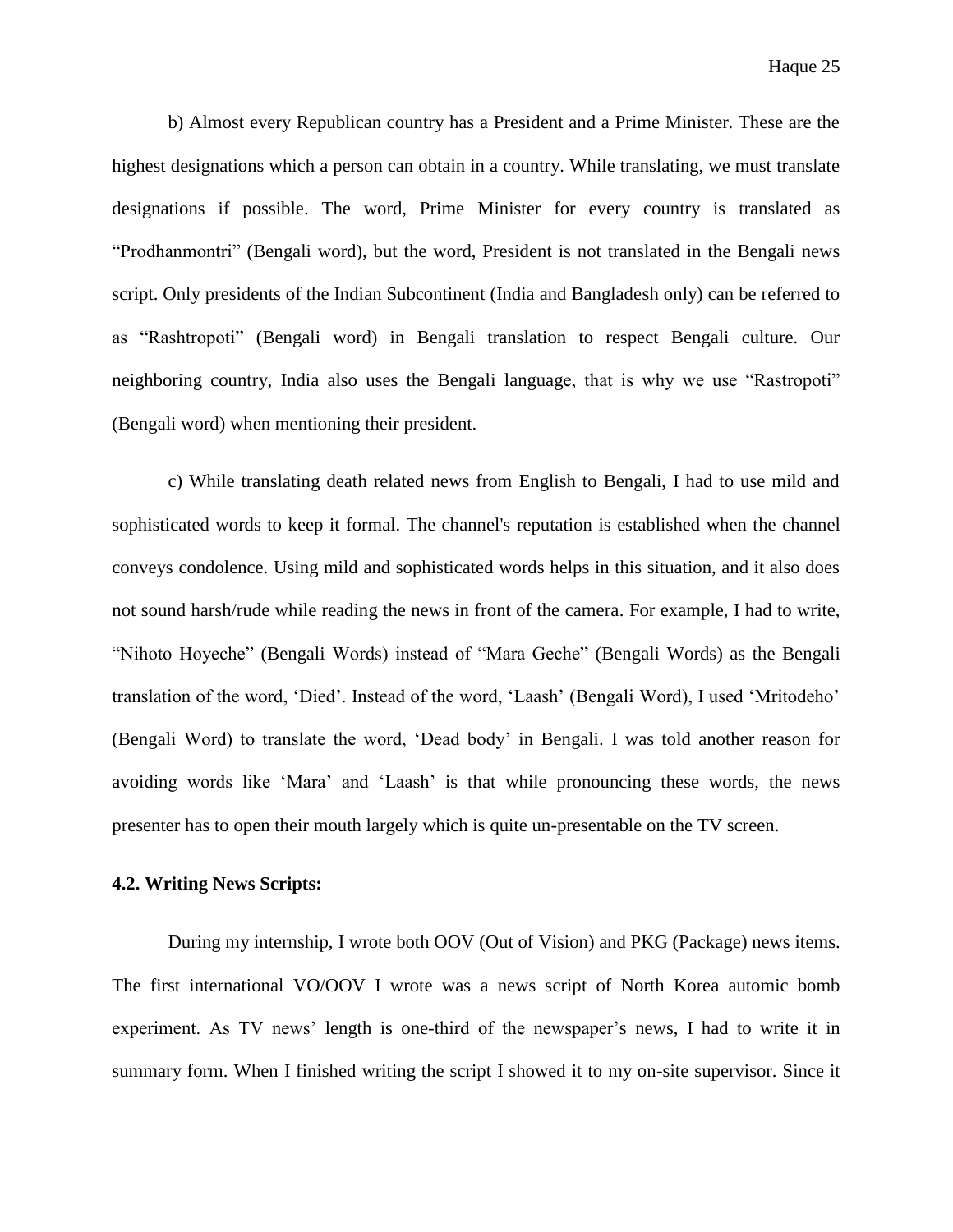b) Almost every Republican country has a President and a Prime Minister. These are the highest designations which a person can obtain in a country. While translating, we must translate designations if possible. The word, Prime Minister for every country is translated as "Prodhanmontri" (Bengali word), but the word, President is not translated in the Bengali news script. Only presidents of the Indian Subcontinent (India and Bangladesh only) can be referred to as "Rashtropoti" (Bengali word) in Bengali translation to respect Bengali culture. Our neighboring country, India also uses the Bengali language, that is why we use "Rastropoti" (Bengali word) when mentioning their president.

c) While translating death related news from English to Bengali, I had to use mild and sophisticated words to keep it formal. The channel's reputation is established when the channel conveys condolence. Using mild and sophisticated words helps in this situation, and it also does not sound harsh/rude while reading the news in front of the camera. For example, I had to write, "Nihoto Hoyeche" (Bengali Words) instead of "Mara Geche" (Bengali Words) as the Bengali translation of the word, 'Died'. Instead of the word, 'Laash' (Bengali Word), I used 'Mritodeho' (Bengali Word) to translate the word, 'Dead body' in Bengali. I was told another reason for avoiding words like 'Mara' and 'Laash' is that while pronouncing these words, the news presenter has to open their mouth largely which is quite un-presentable on the TV screen.

**4.2. Writing News Scripts:**

During my internship, I wrote both OOV (Out of Vision) and PKG (Package) news items. The first international VO/OOV I wrote was a news script of North Korea automic bomb experiment. As TV news' length is one-third of the newspaper's news, I had to write it in summary form. When I finished writing the script I showed it to my on-site supervisor. Since it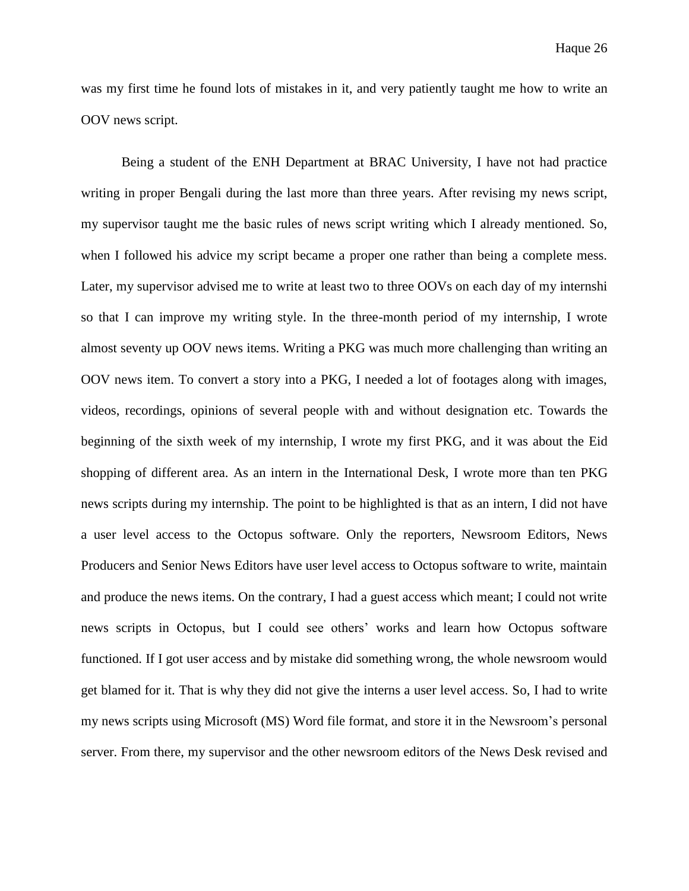was my first time he found lots of mistakes in it, and very patiently taught me how to write an OOV news script.

Being a student of the ENH Department at BRAC University, I have not had practice writing in proper Bengali during the last more than three years. After revising my news script, my supervisor taught me the basic rules of news script writing which I already mentioned. So, when I followed his advice my script became a proper one rather than being a complete mess. Later, my supervisor advised me to write at least two to three OOVs on each day of my internshi so that I can improve my writing style. In the three-month period of my internship, I wrote almost seventy up OOV news items. Writing a PKG was much more challenging than writing an OOV news item. To convert a story into a PKG, I needed a lot of footages along with images, videos, recordings, opinions of several people with and without designation etc. Towards the beginning of the sixth week of my internship, I wrote my first PKG, and it was about the Eid shopping of different area. As an intern in the International Desk, I wrote more than ten PKG news scripts during my internship. The point to be highlighted is that as an intern, I did not have a user level access to the Octopus software. Only the reporters, Newsroom Editors, News Producers and Senior News Editors have user level access to Octopus software to write, maintain and produce the news items. On the contrary, I had a guest access which meant; I could not write news scripts in Octopus, but I could see others' works and learn how Octopus software functioned. If I got user access and by mistake did something wrong, the whole newsroom would get blamed for it. That is why they did not give the interns a user level access. So, I had to write my news scripts using Microsoft (MS) Word file format, and store it in the Newsroom's personal server. From there, my supervisor and the other newsroom editors of the News Desk revised and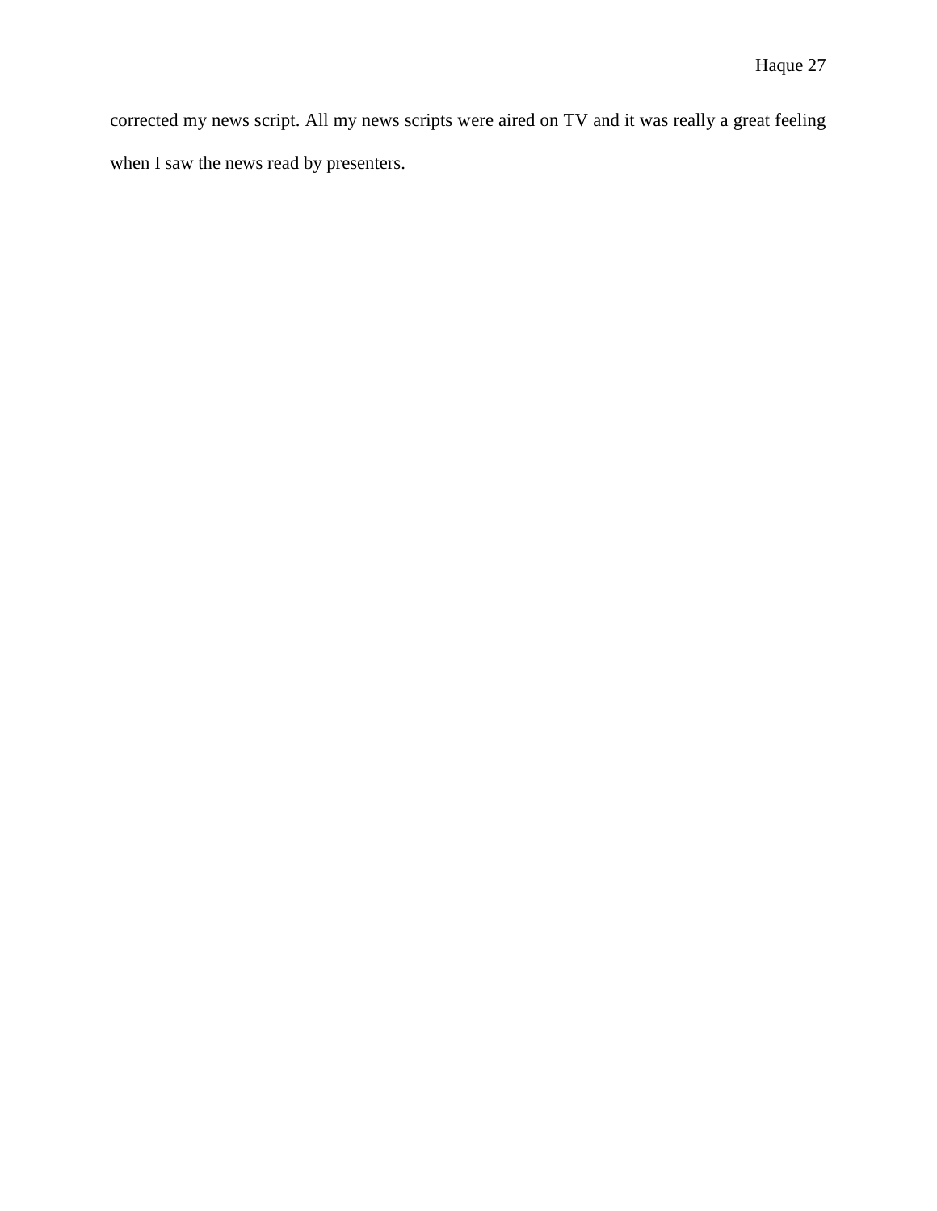corrected my news script. All my news scripts were aired on TV and it was really a great feeling when I saw the news read by presenters.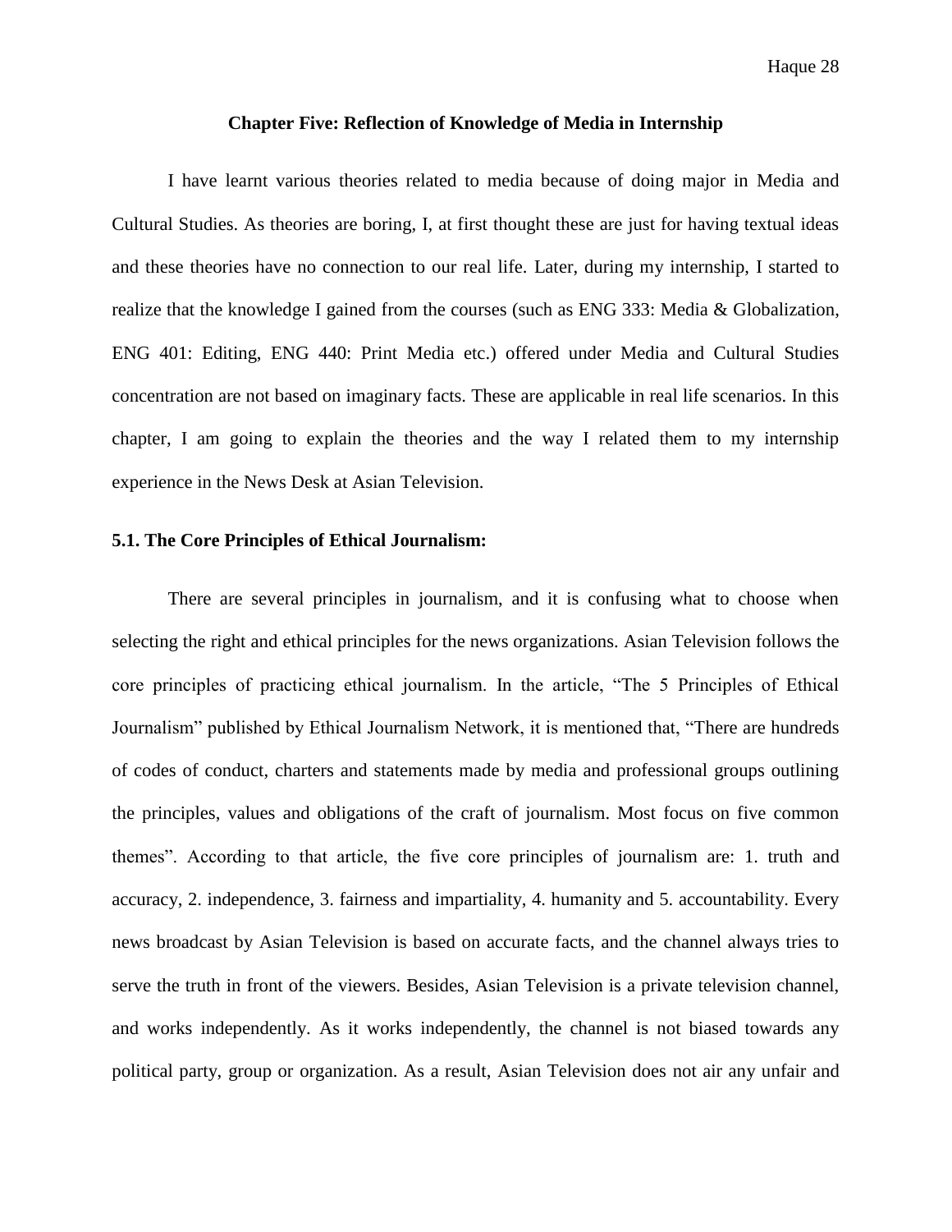## Chapter Five: Reflection of Knowledge of Media in Internship

I have learnt various theories related to media because of doing major in Media and Cultural Studies. As theories are boring, I, at first thought these are just for having textual ideas and these theories have no connection to our real life. Later, during my internship, I started to realize that the knowledge I gained from the courses (such as ENG 333: Media & Globalization, ENG 401: Editing, ENG 440: Print Media etc.) offered under Media and Cultural Studies concentration are not based on imaginary facts. These are applicable in real life scenarios. In this chapter, I am going to explain the theories and the way I related them to my internship experience in the News Desk at Asian Television.

### 5.1. The Core Principles of Ethical Journalism:

There are several principles in journalism, and it is confusing what to choose when selecting the right and ethical principles for the news organizations. Asian Television follows the core principles of practicing ethical journalism. In the article, "The 5 Principles of Ethical Journalism" published by Ethical Journalism Network, it is mentioned that, "There are hundreds of codes of conduct, charters and statements made by media and professional groups outlining the principles, values and obligations of the craft of journalism. Most focus on five common themes". According to that article, the five core principles of journalism are: 1. truth and accuracy, 2. independence, 3. fairness and impartiality, 4. humanity and 5. accountability. Every news broadcast by Asian Television is based on accurate facts, and the channel always tries to serve the truth in front of the viewers. Besides, Asian Television is a private television channel, and works independently. As it works independently, the channel is not biased towards any political party, group or organization. As a result, Asian Television does not air any unfair and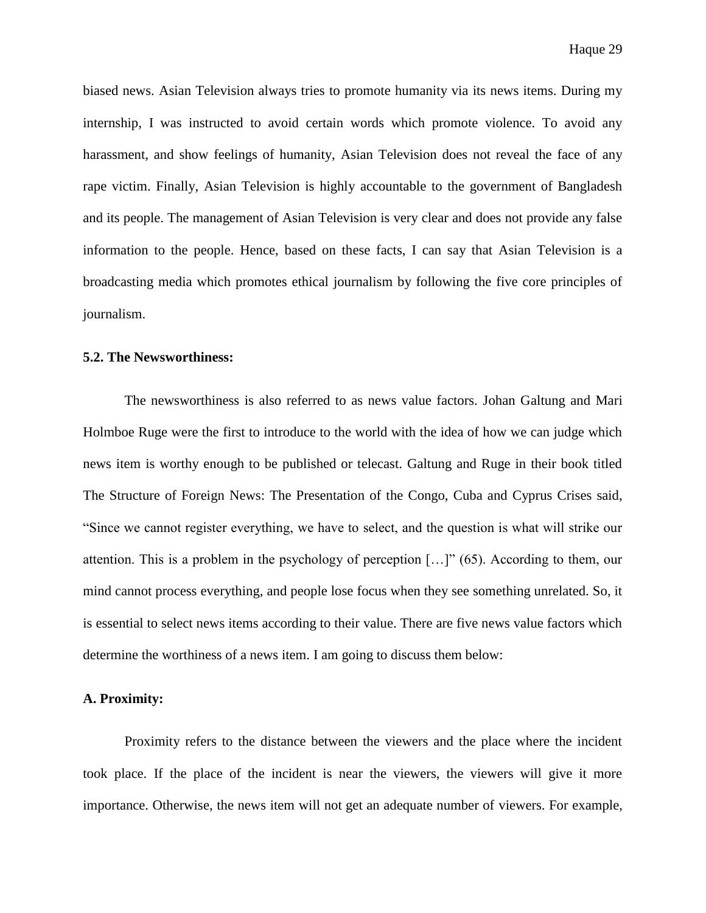biased news. Asian Television always tries to promote humanity via its news items. During my internship, I was instructed to avoid certain words which promote violence. To avoid any harassment, and show feelings of humanity, Asian Television does not reveal the face of any rape victim. Finally, Asian Television is highly accountable to the government of Bangladesh and its people. The management of Asian Television is very clear and does not provide any false information to the people. Hence, based on these facts, I can say that Asian Television is a broadcasting media which promotes ethical journalism by following the five core principles of journalism.

### 5.2. The Newsworthiness:

The newsworthiness is also referred to as news value factors. Johan Galtung and Mari Holmboe Ruge were the first to introduce to the world with the idea of how we can judge which news item is worthy enough to be published or telecast. Galtung and Ruge in their book titled The Structure of Foreign News: The Presentation of the Congo, Cuba and Cyprus Crises said, "Since we cannot register everything, we have to select, and the question is what will strike our attention. This is a problem in the psychology of perception […]" (65). According to them, our mind cannot process everything, and people lose focus when they see something unrelated. So, it is essential to select news items according to their value. There are five news value factors which determine the worthiness of a news item. I am going to discuss them below:

#### A. Proximity:

Proximity refers to the distance between the viewers and the place where the incident took place. If the place of the incident is near the viewers, the viewers will give it more importance. Otherwise, the news item will not get an adequate number of viewers. For example,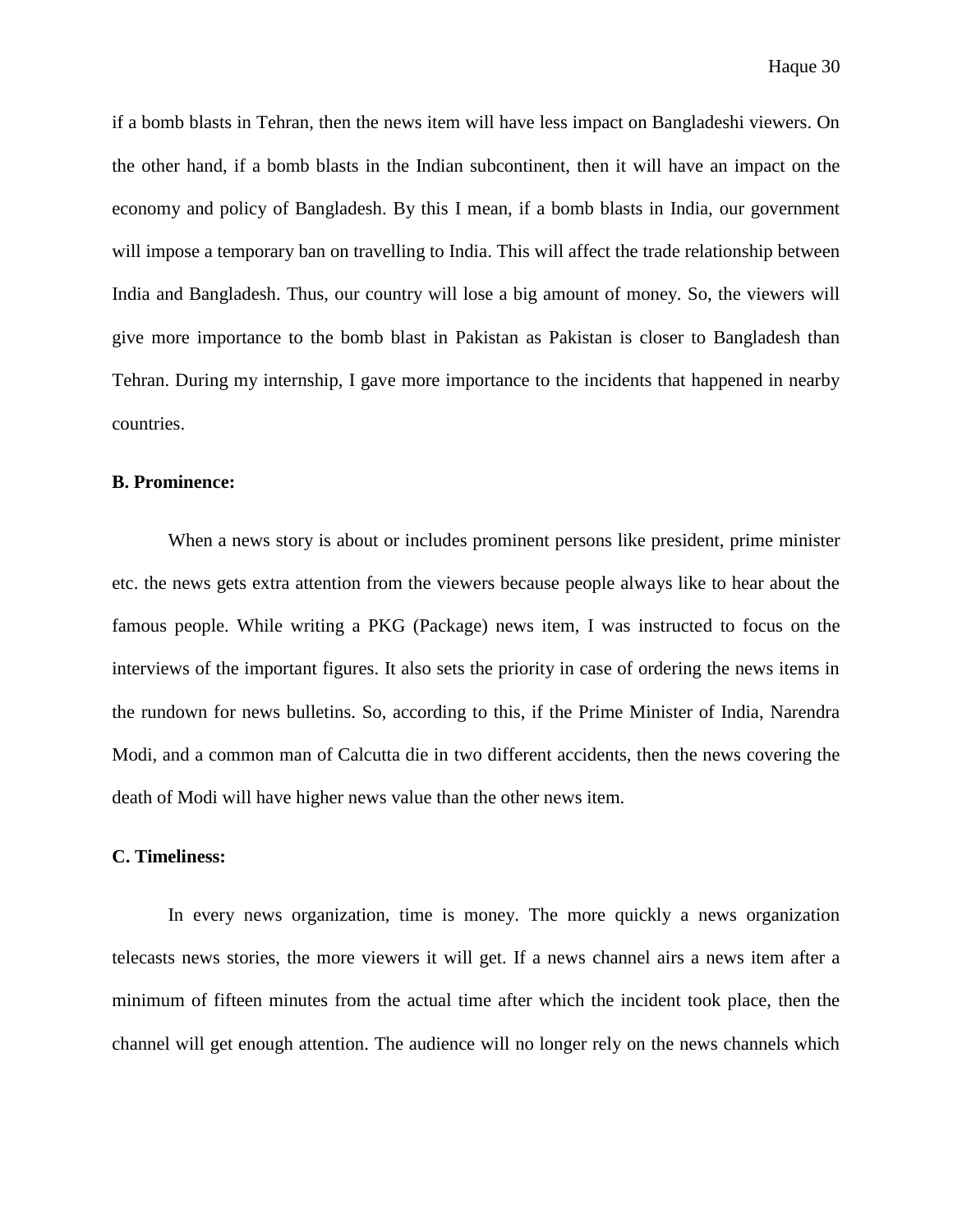if a bomb blasts in Tehran, then the news item will have less impact on Bangladeshi viewers. On the other hand, if a bomb blasts in the Indian subcontinent, then it will have an impact on the economy and policy of Bangladesh. By this I mean, if a bomb blasts in India, our government will impose a temporary ban on travelling to India. This will affect the trade relationship between India and Bangladesh. Thus, our country will lose a big amount of money. So, the viewers will give more importance to the bomb blast in Pakistan as Pakistan is closer to Bangladesh than Tehran. During my internship, I gave more importance to the incidents that happened in nearby countries.

**B. Prominence:**

When a news story is about or includes prominent persons like president, prime minister etc. the news gets extra attention from the viewers because people always like to hear about the famous people. While writing a PKG (Package) news item, I was instructed to focus on the interviews of the important figures. It also sets the priority in case of ordering the news items in the rundown for news bulletins. So, according to this, if the Prime Minister of India, Narendra Modi, and a common man of Calcutta die in two different accidents, then the news covering the death of Modi will have higher news value than the other news item.

**C. Timeliness:**

In every news organization, time is money. The more quickly a news organization telecasts news stories, the more viewers it will get. If a news channel airs a news item after a minimum of fifteen minutes from the actual time after which the incident took place, then the channel will get enough attention. The audience will no longer rely on the news channels which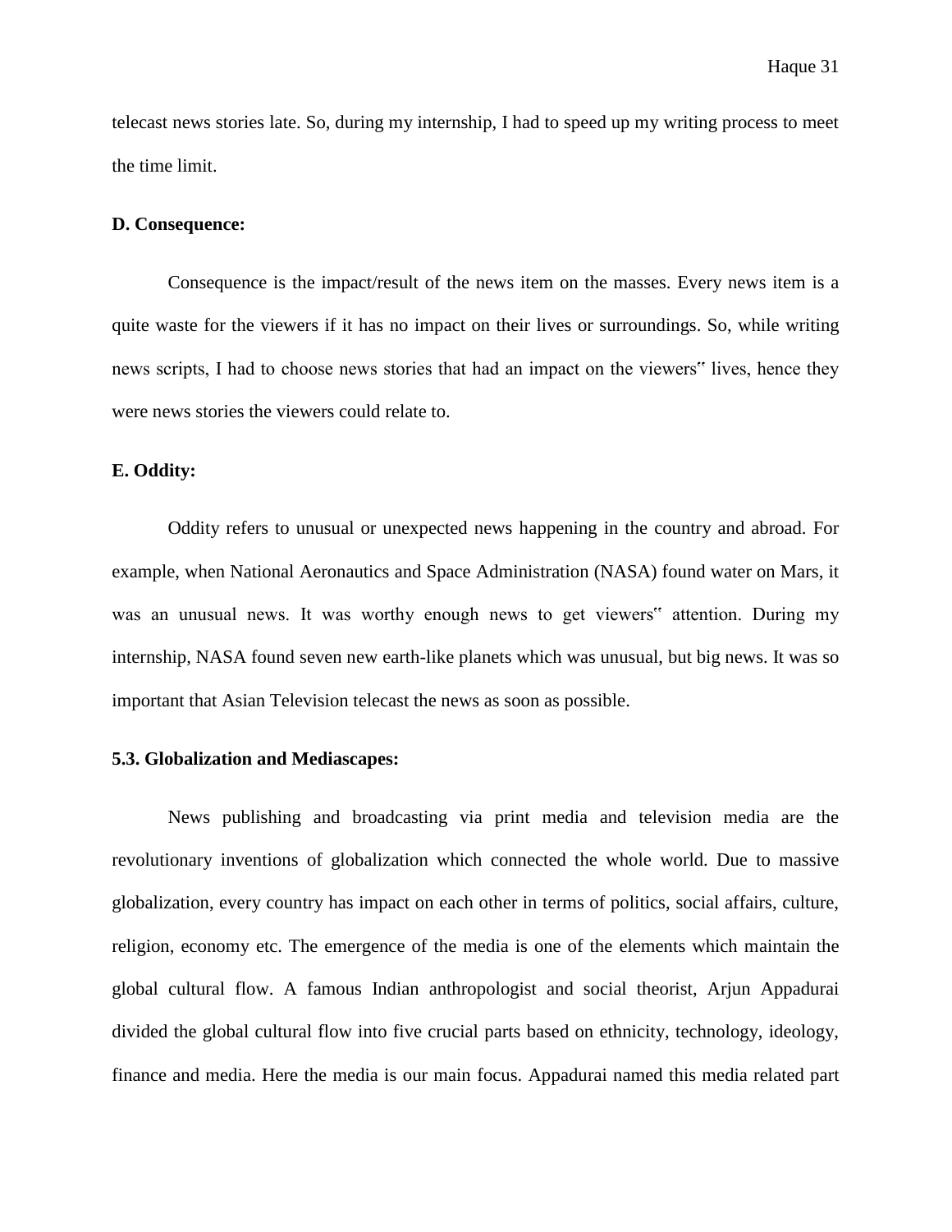telecast news stories late. So, during my internship, I had to speed up my writing process to meet the time limit.

**D. Consequence:**

Consequence is the impact/result of the news item on the masses. Every news item is a quite waste for the viewers if it has no impact on their lives or surroundings. So, while writing news scripts, I had to choose news stories that had an impact on the viewers‟ lives, hence they were news stories the viewers could relate to.

**E. Oddity:**

Oddity refers to unusual or unexpected news happening in the country and abroad. For example, when National Aeronautics and Space Administration (NASA) found water on Mars, it was an unusual news. It was worthy enough news to get viewers‟ attention. During my internship, NASA found seven new earth-like planets which was unusual, but big news. It was so important that Asian Television telecast the news as soon as possible.

**5.3. Globalization and Mediascapes:**

News publishing and broadcasting via print media and television media are the revolutionary inventions of globalization which connected the whole world. Due to massive globalization, every country has impact on each other in terms of politics, social affairs, culture, religion, economy etc. The emergence of the media is one of the elements which maintain the global cultural flow. A famous Indian anthropologist and social theorist, Arjun Appadurai divided the global cultural flow into five crucial parts based on ethnicity, technology, ideology, finance and media. Here the media is our main focus. Appadurai named this media related part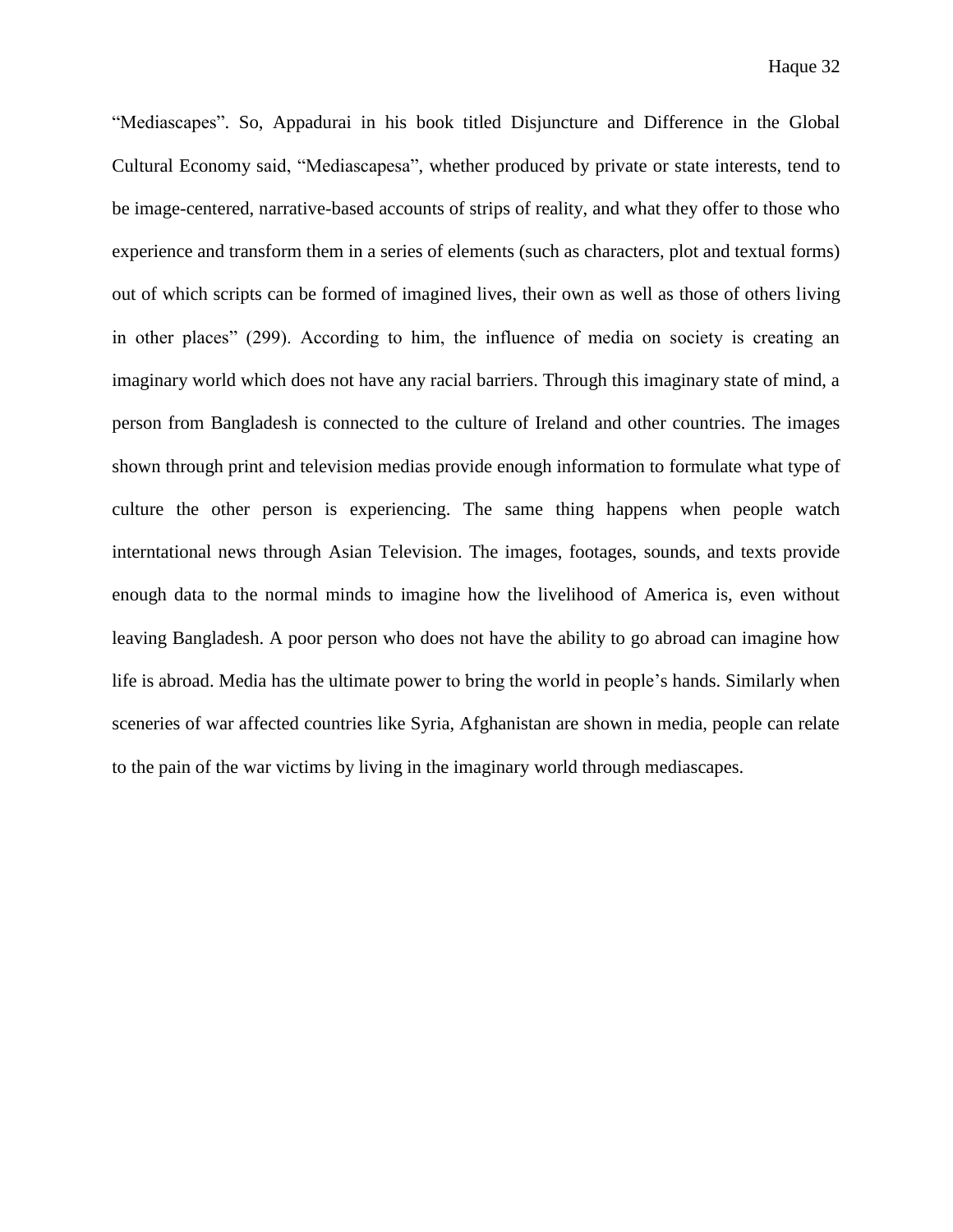"Mediascapes". So, Appadurai in his book titled Disjuncture and Difference in the Global Cultural Economy said, "Mediascapesa", whether produced by private or state interests, tend to be image-centered, narrative-based accounts of strips of reality, and what they offer to those who experience and transform them in a series of elements (such as characters, plot and textual forms) out of which scripts can be formed of imagined lives, their own as well as those of others living in other places" (299). According to him, the influence of media on society is creating an imaginary world which does not have any racial barriers. Through this imaginary state of mind, a person from Bangladesh is connected to the culture of Ireland and other countries. The images shown through print and television medias provide enough information to formulate what type of culture the other person is experiencing. The same thing happens when people watch interntational news through Asian Television. The images, footages, sounds, and texts provide enough data to the normal minds to imagine how the livelihood of America is, even without leaving Bangladesh. A poor person who does not have the ability to go abroad can imagine how life is abroad. Media has the ultimate power to bring the world in people's hands. Similarly when sceneries of war affected countries like Syria, Afghanistan are shown in media, people can relate to the pain of the war victims by living in the imaginary world through mediascapes.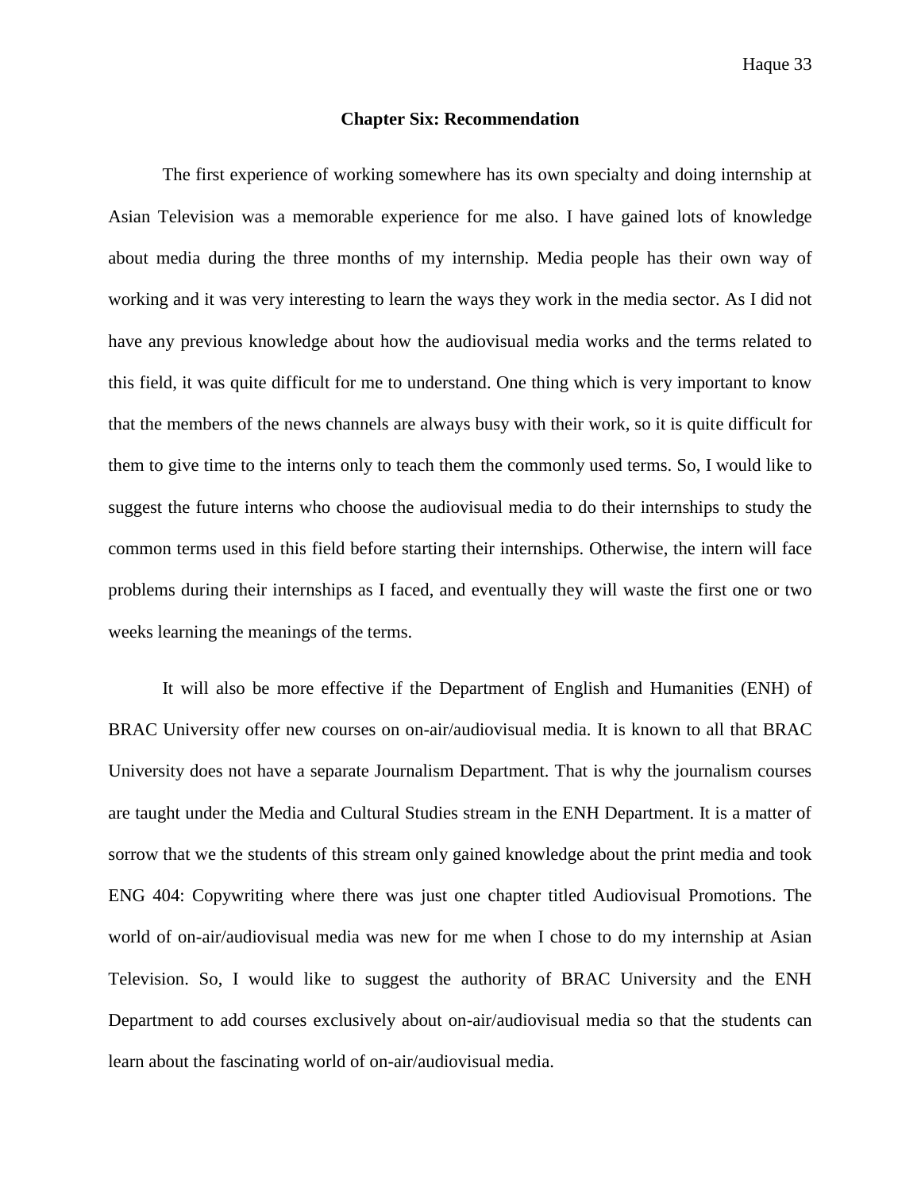## Chapter Six: Recommendation

The first experience of working somewhere has its own specialty and doing internship at Asian Television was a memorable experience for me also. I have gained lots of knowledge about media during the three months of my internship. Media people has their own way of working and it was very interesting to learn the ways they work in the media sector. As I did not have any previous knowledge about how the audiovisual media works and the terms related to this field, it was quite difficult for me to understand. One thing which is very important to know that the members of the news channels are always busy with their work, so it is quite difficult for them to give time to the interns only to teach them the commonly used terms. So, I would like to suggest the future interns who choose the audiovisual media to do their internships to study the common terms used in this field before starting their internships. Otherwise, the intern will face problems during their internships as I faced, and eventually they will waste the first one or two weeks learning the meanings of the terms.

It will also be more effective if the Department of English and Humanities (ENH) of BRAC University offer new courses on on-air/audiovisual media. It is known to all that BRAC University does not have a separate Journalism Department. That is why the journalism courses are taught under the Media and Cultural Studies stream in the ENH Department. It is a matter of sorrow that we the students of this stream only gained knowledge about the print media and took ENG 404: Copywriting where there was just one chapter titled Audiovisual Promotions. The world of on-air/audiovisual media was new for me when I chose to do my internship at Asian Television. So, I would like to suggest the authority of BRAC University and the ENH Department to add courses exclusively about on-air/audiovisual media so that the students can learn about the fascinating world of on-air/audiovisual media.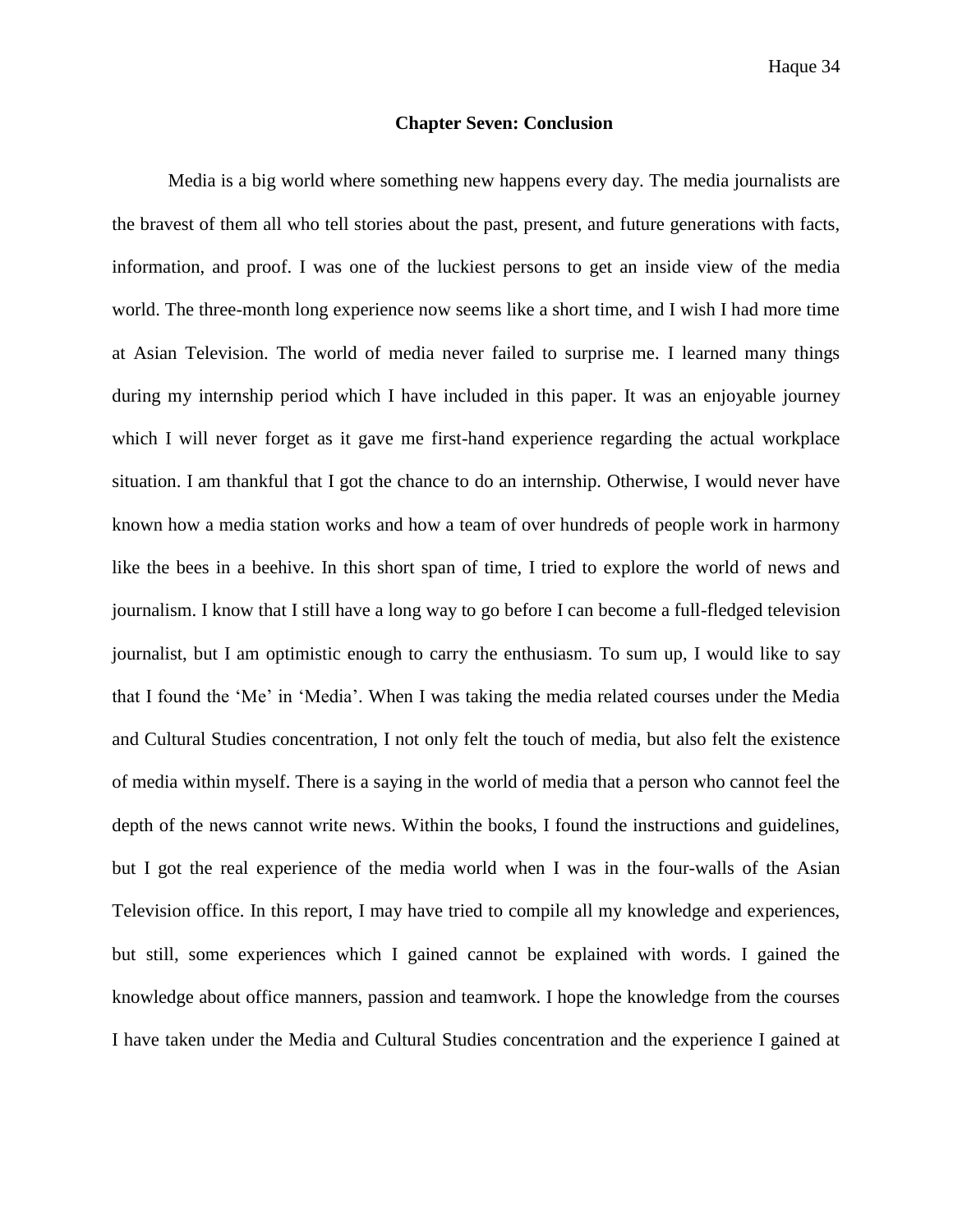## Chapter Seven: Conclusion

Media is a big world where something new happens every day. The media journalists are the bravest of them all who tell stories about the past, present, and future generations with facts, information, and proof. I was one of the luckiest persons to get an inside view of the media world. The three-month long experience now seems like a short time, and I wish I had more time at Asian Television. The world of media never failed to surprise me. I learned many things during my internship period which I have included in this paper. It was an enjoyable journey which I will never forget as it gave me first-hand experience regarding the actual workplace situation. I am thankful that I got the chance to do an internship. Otherwise, I would never have known how a media station works and how a team of over hundreds of people work in harmony like the bees in a beehive. In this short span of time, I tried to explore the world of news and journalism. I know that I still have a long way to go before I can become a full-fledged television journalist, but I am optimistic enough to carry the enthusiasm. To sum up, I would like to say that I found the 'Me' in 'Media'. When I was taking the media related courses under the Media and Cultural Studies concentration, I not only felt the touch of media, but also felt the existence of media within myself. There is a saying in the world of media that a person who cannot feel the depth of the news cannot write news. Within the books, I found the instructions and guidelines, but I got the real experience of the media world when I was in the four-walls of the Asian Television office. In this report, I may have tried to compile all my knowledge and experiences, but still, some experiences which I gained cannot be explained with words. I gained the knowledge about office manners, passion and teamwork. I hope the knowledge from the courses I have taken under the Media and Cultural Studies concentration and the experience I gained at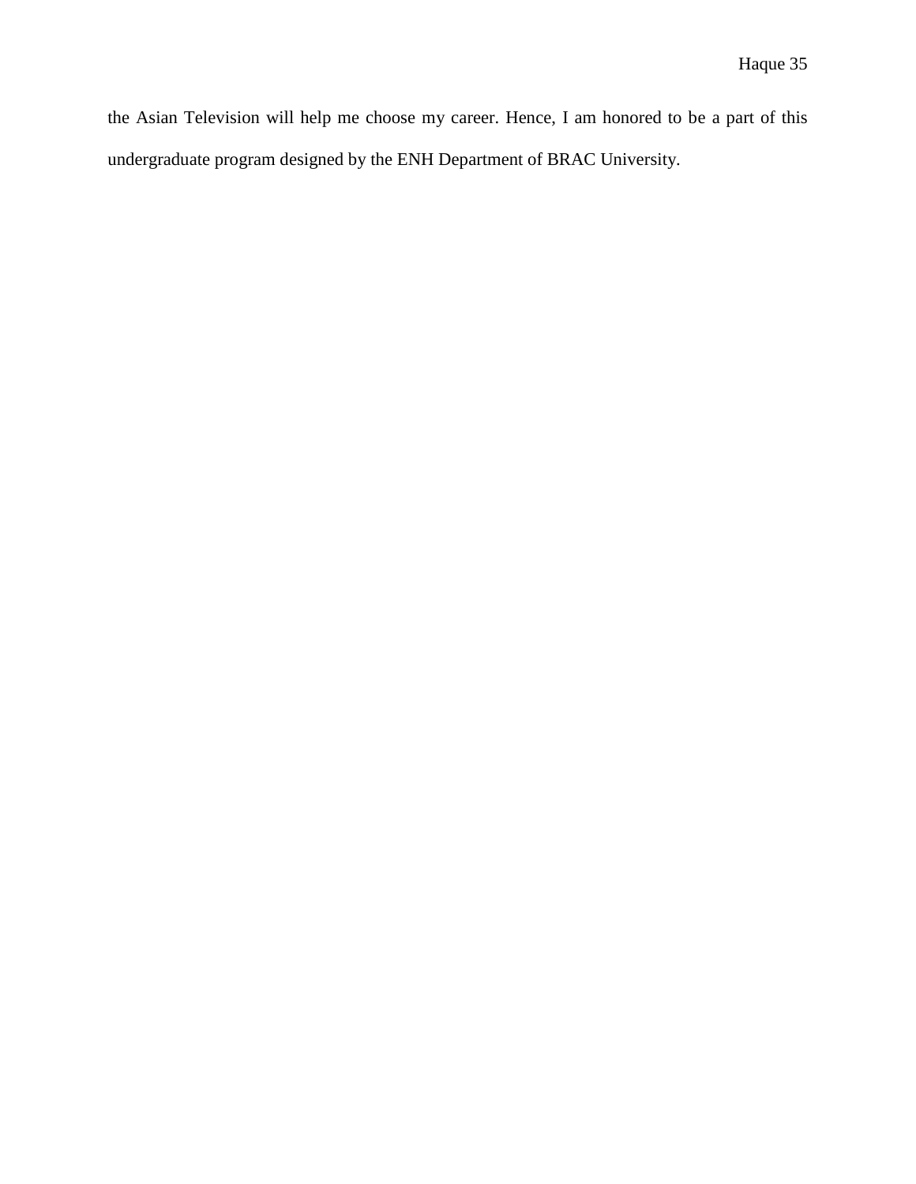the Asian Television will help me choose my career. Hence, I am honored to be a part of this undergraduate program designed by the ENH Department of BRAC University.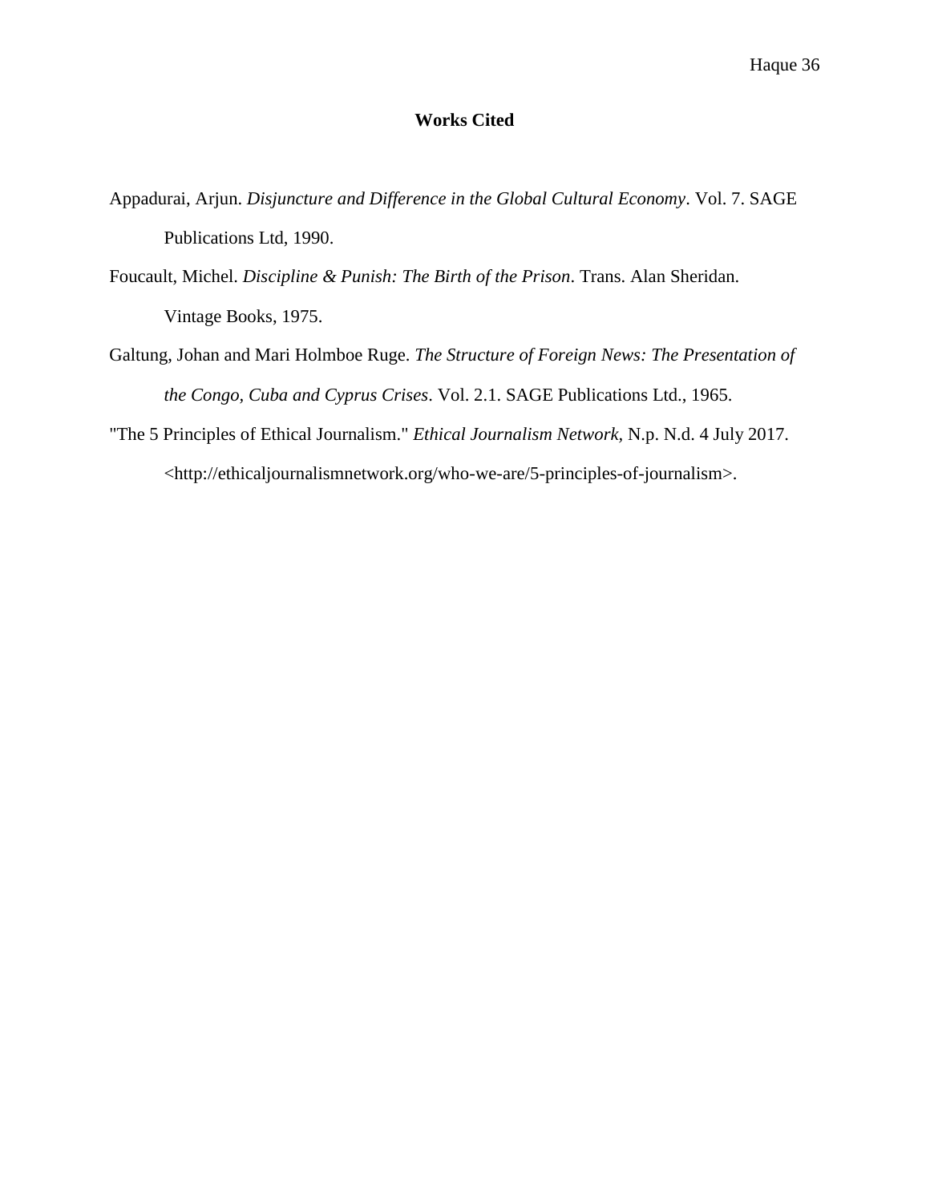# Works Cited

Appadurai, Arjun. *Disjuncture and Difference in the Global Cultural Economy*. Vol. 7. SAGE Publications Ltd, 1990.

Foucault, Michel. *Discipline & Punish: The Birth of the Prison*. Trans. Alan Sheridan. Vintage Books, 1975.

Galtung, Johan and Mari Holmboe Ruge. *The Structure of Foreign News: The Presentation of the Congo, Cuba and Cyprus Crises*. Vol. 2.1. SAGE Publications Ltd., 1965.

"The 5 Principles of Ethical Journalism." *Ethical Journalism Network,* N.p. N.d. 4 July 2017. <http://ethicaljournalismnetwork.org/who-we-are/5-principles-of-journalism>.